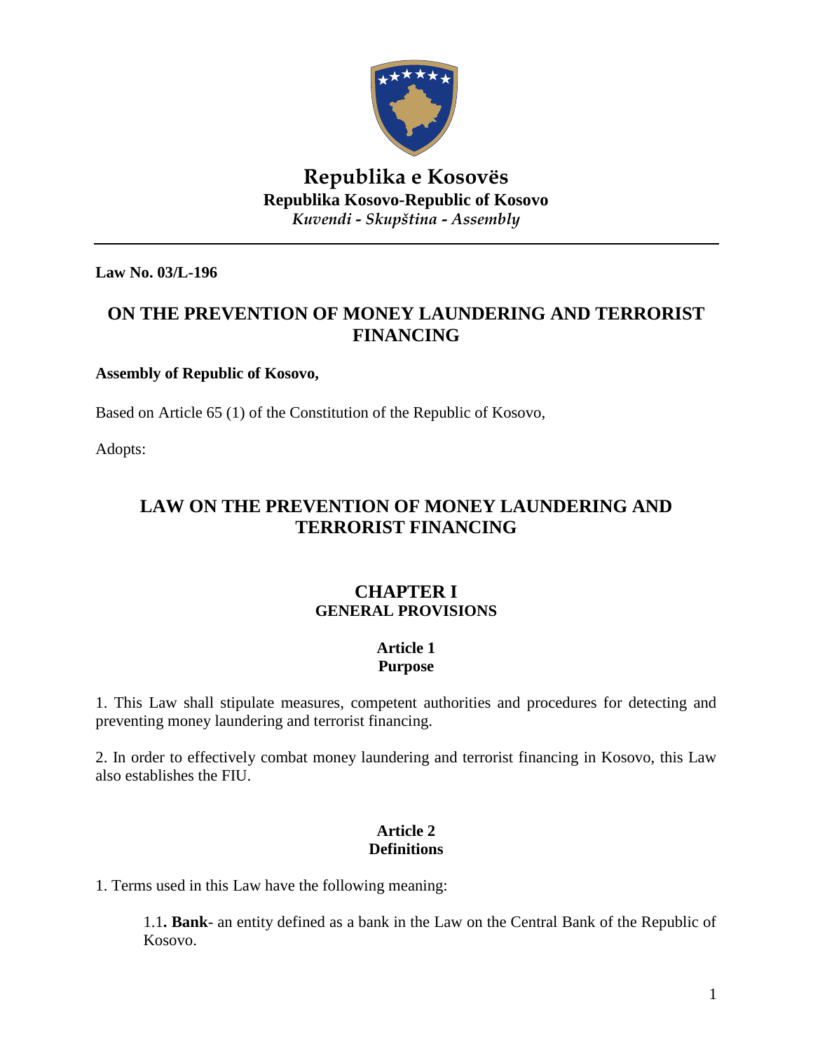**Republika e Kosovës**
**Republika Kosovo-Republic of Kosovo**
*Kuvendi - Skupština - Assembly*

---

**Law No. 03/L-196**

# ON THE PREVENTION OF MONEY LAUNDERING AND TERRORIST FINANCING

**Assembly of Republic of Kosovo,**

Based on Article 65 (1) of the Constitution of the Republic of Kosovo,

Adopts:

# LAW ON THE PREVENTION OF MONEY LAUNDERING AND TERRORIST FINANCING

## CHAPTER I
## GENERAL PROVISIONS

### Article 1
### Purpose

1. This Law shall stipulate measures, competent authorities and procedures for detecting and preventing money laundering and terrorist financing.

2. In order to effectively combat money laundering and terrorist financing in Kosovo, this Law also establishes the FIU.

### Article 2
### Definitions

1. Terms used in this Law have the following meaning:

   1.1**. Bank**- an entity defined as a bank in the Law on the Central Bank of the Republic of Kosovo.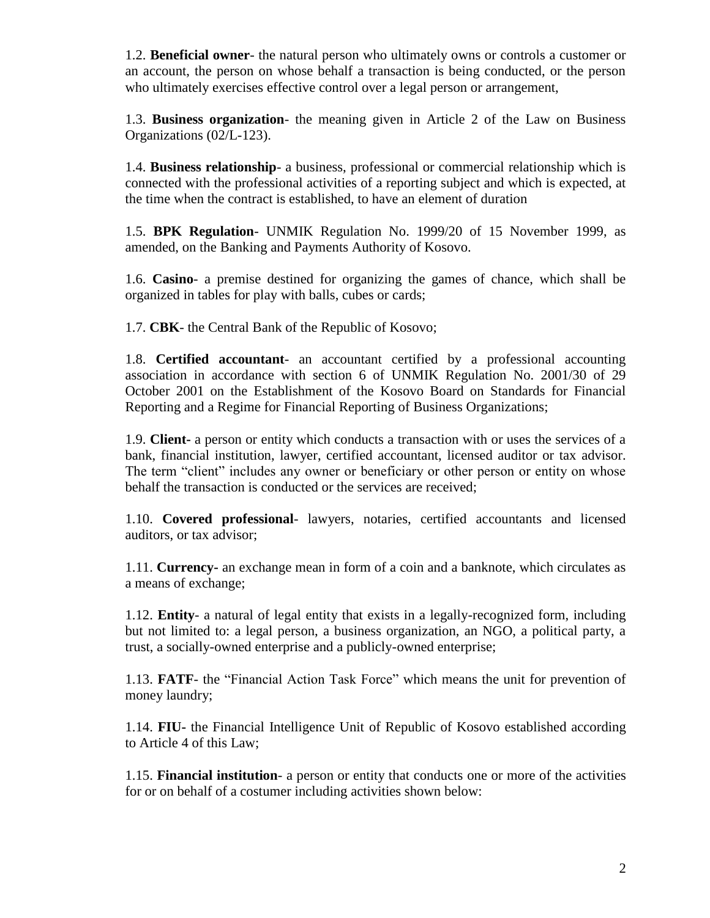1.2. **Beneficial owner**- the natural person who ultimately owns or controls a customer or an account, the person on whose behalf a transaction is being conducted, or the person who ultimately exercises effective control over a legal person or arrangement,

1.3. **Business organization**- the meaning given in Article 2 of the Law on Business Organizations (02/L-123).

1.4. **Business relationship**- a business, professional or commercial relationship which is connected with the professional activities of a reporting subject and which is expected, at the time when the contract is established, to have an element of duration

1.5. **BPK Regulation**- UNMIK Regulation No. 1999/20 of 15 November 1999, as amended, on the Banking and Payments Authority of Kosovo.

1.6. **Casino**- a premise destined for organizing the games of chance, which shall be organized in tables for play with balls, cubes or cards;

1.7. **CBK**- the Central Bank of the Republic of Kosovo;

1.8. **Certified accountant**- an accountant certified by a professional accounting association in accordance with section 6 of UNMIK Regulation No. 2001/30 of 29 October 2001 on the Establishment of the Kosovo Board on Standards for Financial Reporting and a Regime for Financial Reporting of Business Organizations;

1.9. **Client-** a person or entity which conducts a transaction with or uses the services of a bank, financial institution, lawyer, certified accountant, licensed auditor or tax advisor. The term "client" includes any owner or beneficiary or other person or entity on whose behalf the transaction is conducted or the services are received;

1.10. **Covered professional**- lawyers, notaries, certified accountants and licensed auditors, or tax advisor;

1.11. **Currency-** an exchange mean in form of a coin and a banknote, which circulates as a means of exchange;

1.12. **Entity**- a natural of legal entity that exists in a legally-recognized form, including but not limited to: a legal person, a business organization, an NGO, a political party, a trust, a socially-owned enterprise and a publicly-owned enterprise;

1.13. **FATF**- the "Financial Action Task Force" which means the unit for prevention of money laundry;

1.14. **FIU-** the Financial Intelligence Unit of Republic of Kosovo established according to Article 4 of this Law;

1.15. **Financial institution**- a person or entity that conducts one or more of the activities for or on behalf of a costumer including activities shown below: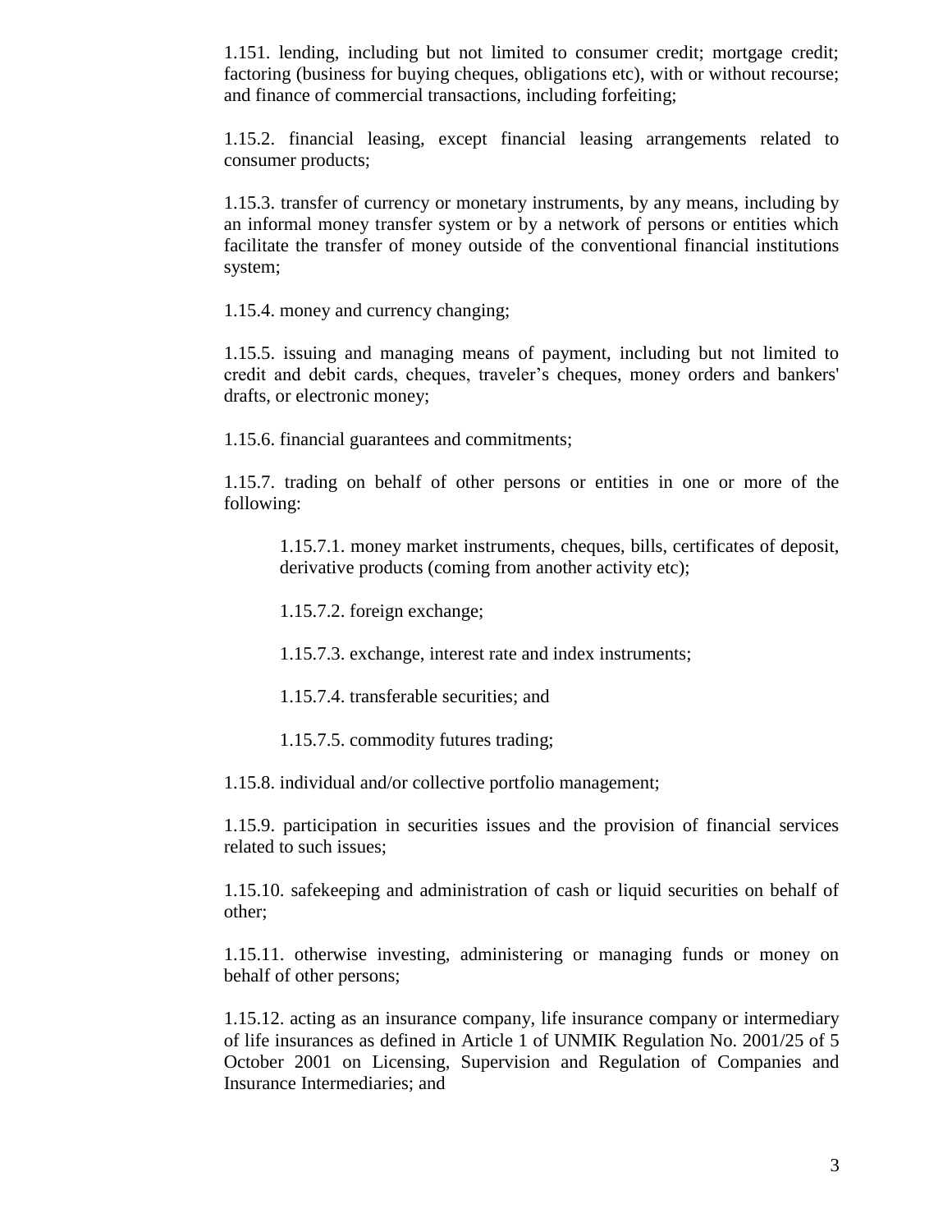1.151. lending, including but not limited to consumer credit; mortgage credit; factoring (business for buying cheques, obligations etc), with or without recourse; and finance of commercial transactions, including forfeiting;

1.15.2. financial leasing, except financial leasing arrangements related to consumer products;

1.15.3. transfer of currency or monetary instruments, by any means, including by an informal money transfer system or by a network of persons or entities which facilitate the transfer of money outside of the conventional financial institutions system;

1.15.4. money and currency changing;

1.15.5. issuing and managing means of payment, including but not limited to credit and debit cards, cheques, traveler's cheques, money orders and bankers' drafts, or electronic money;

1.15.6. financial guarantees and commitments;

1.15.7. trading on behalf of other persons or entities in one or more of the following:

> 1.15.7.1. money market instruments, cheques, bills, certificates of deposit, derivative products (coming from another activity etc);
>
> 1.15.7.2. foreign exchange;
>
> 1.15.7.3. exchange, interest rate and index instruments;
>
> 1.15.7.4. transferable securities; and
>
> 1.15.7.5. commodity futures trading;

1.15.8. individual and/or collective portfolio management;

1.15.9. participation in securities issues and the provision of financial services related to such issues;

1.15.10. safekeeping and administration of cash or liquid securities on behalf of other;

1.15.11. otherwise investing, administering or managing funds or money on behalf of other persons;

1.15.12. acting as an insurance company, life insurance company or intermediary of life insurances as defined in Article 1 of UNMIK Regulation No. 2001/25 of 5 October 2001 on Licensing, Supervision and Regulation of Companies and Insurance Intermediaries; and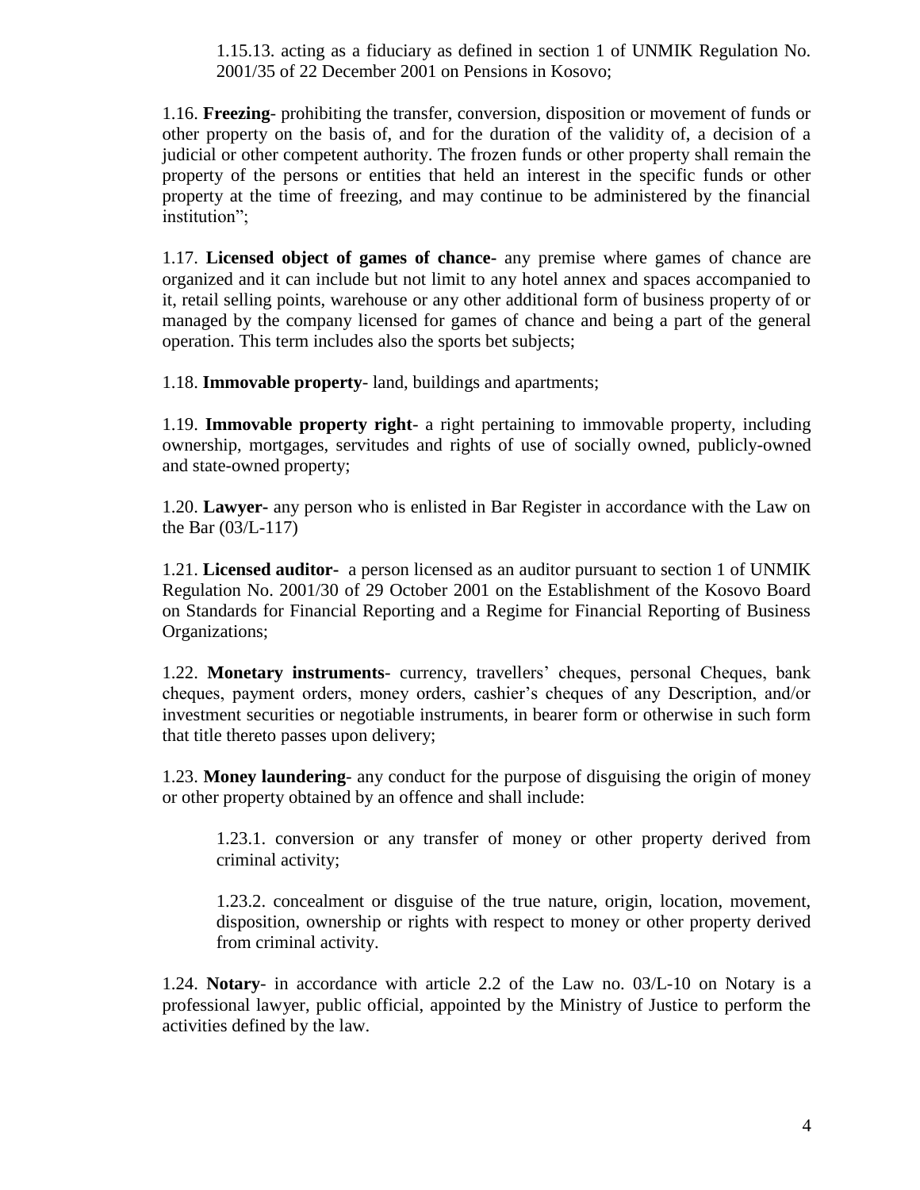1.15.13. acting as a fiduciary as defined in section 1 of UNMIK Regulation No. 2001/35 of 22 December 2001 on Pensions in Kosovo;

1.16. **Freezing**- prohibiting the transfer, conversion, disposition or movement of funds or other property on the basis of, and for the duration of the validity of, a decision of a judicial or other competent authority. The frozen funds or other property shall remain the property of the persons or entities that held an interest in the specific funds or other property at the time of freezing, and may continue to be administered by the financial institution";

1.17. **Licensed object of games of chance-** any premise where games of chance are organized and it can include but not limit to any hotel annex and spaces accompanied to it, retail selling points, warehouse or any other additional form of business property of or managed by the company licensed for games of chance and being a part of the general operation. This term includes also the sports bet subjects;

1.18. **Immovable property**- land, buildings and apartments;

1.19. **Immovable property right**- a right pertaining to immovable property, including ownership, mortgages, servitudes and rights of use of socially owned, publicly-owned and state-owned property;

1.20. **Lawyer-** any person who is enlisted in Bar Register in accordance with the Law on the Bar (03/L-117)

1.21. **Licensed auditor-** a person licensed as an auditor pursuant to section 1 of UNMIK Regulation No. 2001/30 of 29 October 2001 on the Establishment of the Kosovo Board on Standards for Financial Reporting and a Regime for Financial Reporting of Business Organizations;

1.22. **Monetary instruments**- currency, travellers' cheques, personal Cheques, bank cheques, payment orders, money orders, cashier's cheques of any Description, and/or investment securities or negotiable instruments, in bearer form or otherwise in such form that title thereto passes upon delivery;

1.23. **Money laundering**- any conduct for the purpose of disguising the origin of money or other property obtained by an offence and shall include:

1.23.1. conversion or any transfer of money or other property derived from criminal activity;

1.23.2. concealment or disguise of the true nature, origin, location, movement, disposition, ownership or rights with respect to money or other property derived from criminal activity.

1.24. **Notary**- in accordance with article 2.2 of the Law no. 03/L-10 on Notary is a professional lawyer, public official, appointed by the Ministry of Justice to perform the activities defined by the law.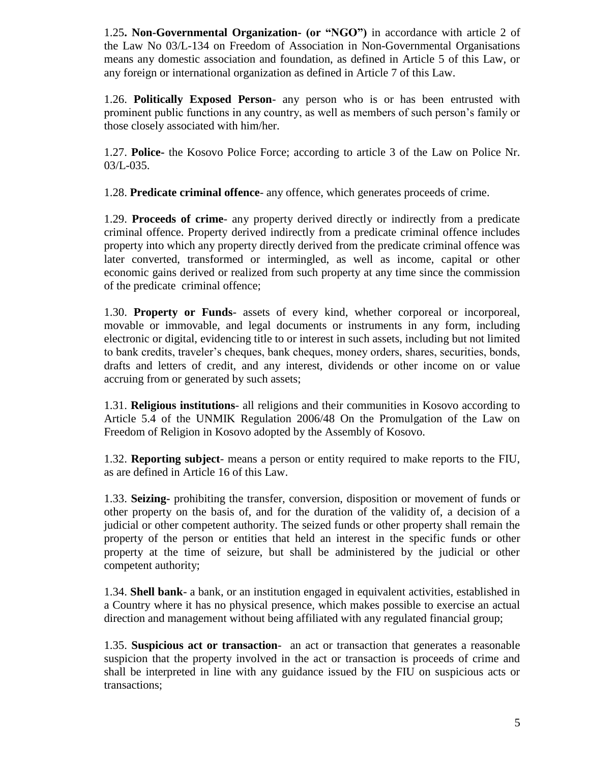1.25**. Non-Governmental Organization- (or "NGO")** in accordance with article 2 of the Law No 03/L-134 on Freedom of Association in Non-Governmental Organisations means any domestic association and foundation, as defined in Article 5 of this Law, or any foreign or international organization as defined in Article 7 of this Law.

1.26. **Politically Exposed Person**- any person who is or has been entrusted with prominent public functions in any country, as well as members of such person's family or those closely associated with him/her.

1.27. **Police-** the Kosovo Police Force; according to article 3 of the Law on Police Nr. 03/L-035.

1.28. **Predicate criminal offence**- any offence, which generates proceeds of crime.

1.29. **Proceeds of crime**- any property derived directly or indirectly from a predicate criminal offence. Property derived indirectly from a predicate criminal offence includes property into which any property directly derived from the predicate criminal offence was later converted, transformed or intermingled, as well as income, capital or other economic gains derived or realized from such property at any time since the commission of the predicate criminal offence;

1.30. **Property or Funds**- assets of every kind, whether corporeal or incorporeal, movable or immovable, and legal documents or instruments in any form, including electronic or digital, evidencing title to or interest in such assets, including but not limited to bank credits, traveler's cheques, bank cheques, money orders, shares, securities, bonds, drafts and letters of credit, and any interest, dividends or other income on or value accruing from or generated by such assets;

1.31. **Religious institutions**- all religions and their communities in Kosovo according to Article 5.4 of the UNMIK Regulation 2006/48 On the Promulgation of the Law on Freedom of Religion in Kosovo adopted by the Assembly of Kosovo.

1.32. **Reporting subject**- means a person or entity required to make reports to the FIU, as are defined in Article 16 of this Law.

1.33. **Seizing-** prohibiting the transfer, conversion, disposition or movement of funds or other property on the basis of, and for the duration of the validity of, a decision of a judicial or other competent authority. The seized funds or other property shall remain the property of the person or entities that held an interest in the specific funds or other property at the time of seizure, but shall be administered by the judicial or other competent authority;

1.34. **Shell bank**- a bank, or an institution engaged in equivalent activities, established in a Country where it has no physical presence, which makes possible to exercise an actual direction and management without being affiliated with any regulated financial group;

1.35. **Suspicious act or transaction**- an act or transaction that generates a reasonable suspicion that the property involved in the act or transaction is proceeds of crime and shall be interpreted in line with any guidance issued by the FIU on suspicious acts or transactions;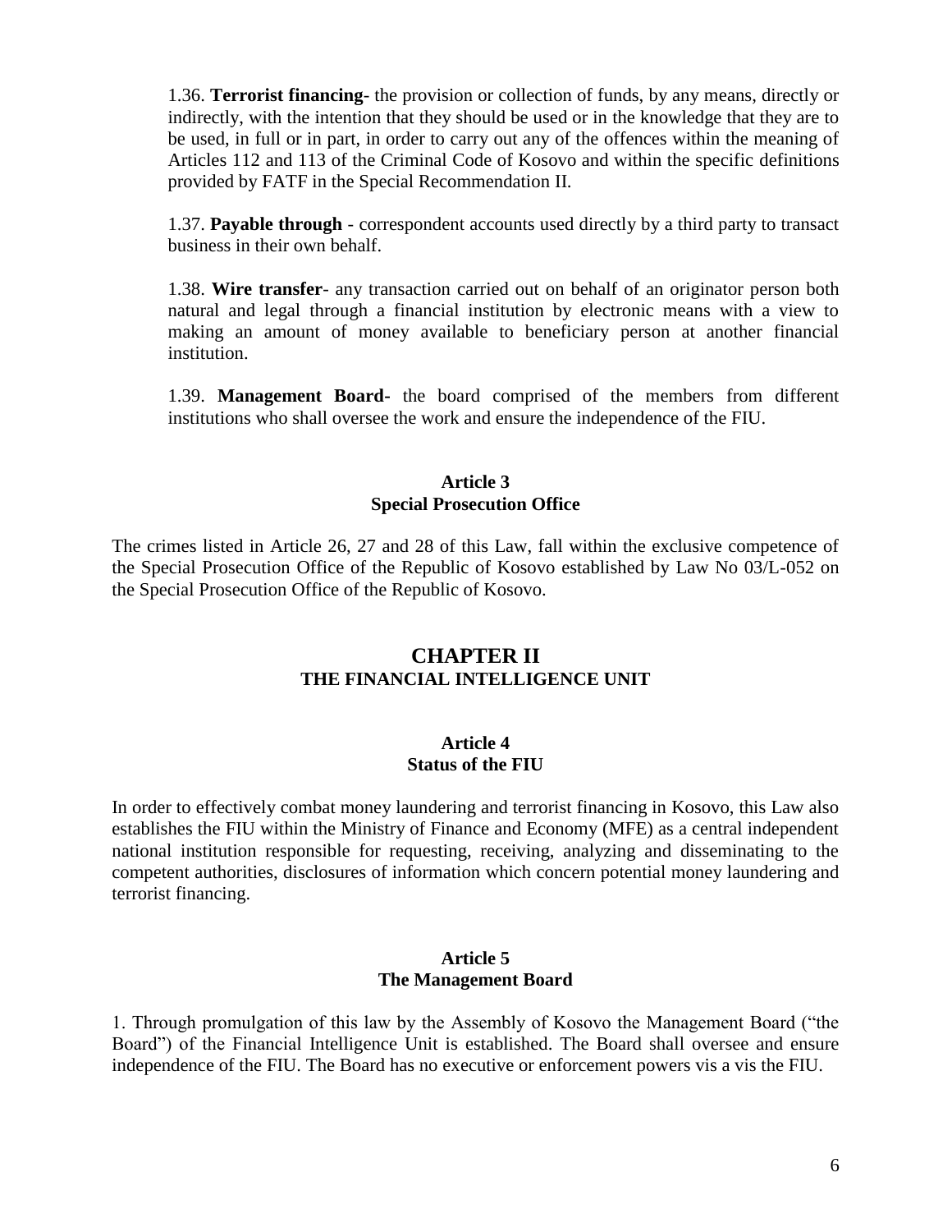1.36. **Terrorist financing**- the provision or collection of funds, by any means, directly or indirectly, with the intention that they should be used or in the knowledge that they are to be used, in full or in part, in order to carry out any of the offences within the meaning of Articles 112 and 113 of the Criminal Code of Kosovo and within the specific definitions provided by FATF in the Special Recommendation II.

1.37. **Payable through** - correspondent accounts used directly by a third party to transact business in their own behalf.

1.38. **Wire transfer**- any transaction carried out on behalf of an originator person both natural and legal through a financial institution by electronic means with a view to making an amount of money available to beneficiary person at another financial institution.

1.39. **Management Board-** the board comprised of the members from different institutions who shall oversee the work and ensure the independence of the FIU.

### Article 3
### Special Prosecution Office

The crimes listed in Article 26, 27 and 28 of this Law, fall within the exclusive competence of the Special Prosecution Office of the Republic of Kosovo established by Law No 03/L-052 on the Special Prosecution Office of the Republic of Kosovo.

## CHAPTER II
## THE FINANCIAL INTELLIGENCE UNIT

### Article 4
### Status of the FIU

In order to effectively combat money laundering and terrorist financing in Kosovo, this Law also establishes the FIU within the Ministry of Finance and Economy (MFE) as a central independent national institution responsible for requesting, receiving, analyzing and disseminating to the competent authorities, disclosures of information which concern potential money laundering and terrorist financing.

### Article 5
### The Management Board

1. Through promulgation of this law by the Assembly of Kosovo the Management Board ("the Board") of the Financial Intelligence Unit is established. The Board shall oversee and ensure independence of the FIU. The Board has no executive or enforcement powers vis a vis the FIU.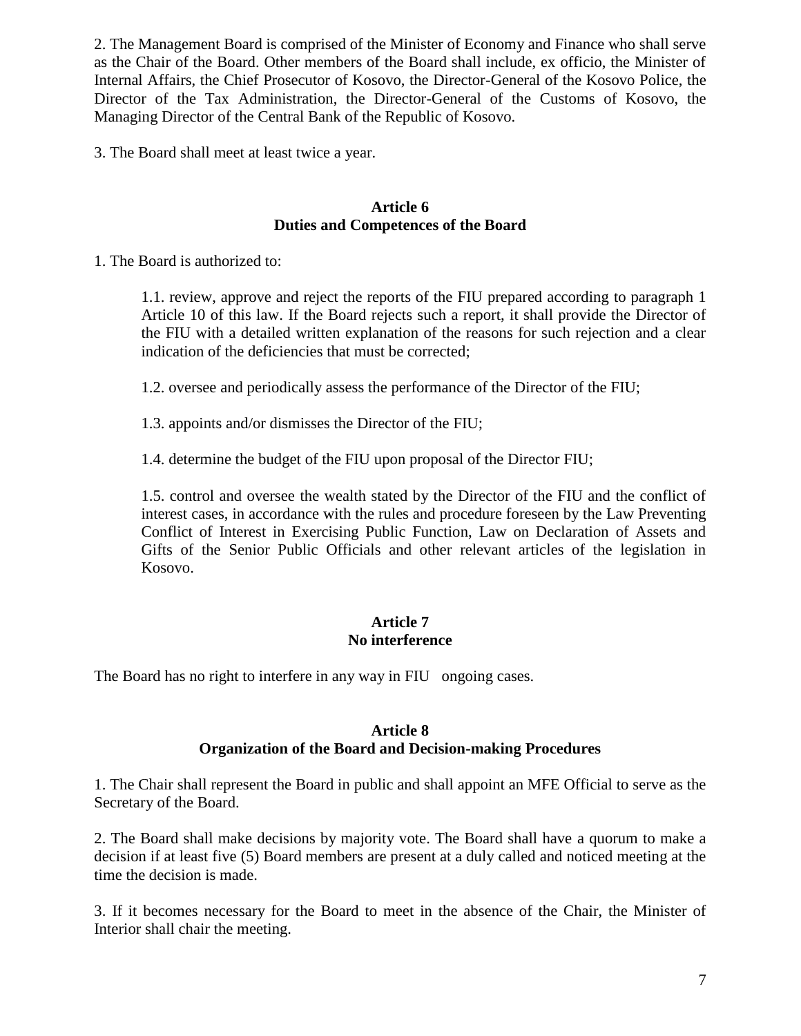2. The Management Board is comprised of the Minister of Economy and Finance who shall serve as the Chair of the Board. Other members of the Board shall include, ex officio, the Minister of Internal Affairs, the Chief Prosecutor of Kosovo, the Director-General of the Kosovo Police, the Director of the Tax Administration, the Director-General of the Customs of Kosovo, the Managing Director of the Central Bank of the Republic of Kosovo.

3. The Board shall meet at least twice a year.

## Article 6
## Duties and Competences of the Board

1. The Board is authorized to:

   1.1. review, approve and reject the reports of the FIU prepared according to paragraph 1 Article 10 of this law. If the Board rejects such a report, it shall provide the Director of the FIU with a detailed written explanation of the reasons for such rejection and a clear indication of the deficiencies that must be corrected;

   1.2. oversee and periodically assess the performance of the Director of the FIU;

   1.3. appoints and/or dismisses the Director of the FIU;

   1.4. determine the budget of the FIU upon proposal of the Director FIU;

   1.5. control and oversee the wealth stated by the Director of the FIU and the conflict of interest cases, in accordance with the rules and procedure foreseen by the Law Preventing Conflict of Interest in Exercising Public Function, Law on Declaration of Assets and Gifts of the Senior Public Officials and other relevant articles of the legislation in Kosovo.

## Article 7
## No interference

The Board has no right to interfere in any way in FIU ongoing cases.

## Article 8
## Organization of the Board and Decision-making Procedures

1. The Chair shall represent the Board in public and shall appoint an MFE Official to serve as the Secretary of the Board.

2. The Board shall make decisions by majority vote. The Board shall have a quorum to make a decision if at least five (5) Board members are present at a duly called and noticed meeting at the time the decision is made.

3. If it becomes necessary for the Board to meet in the absence of the Chair, the Minister of Interior shall chair the meeting.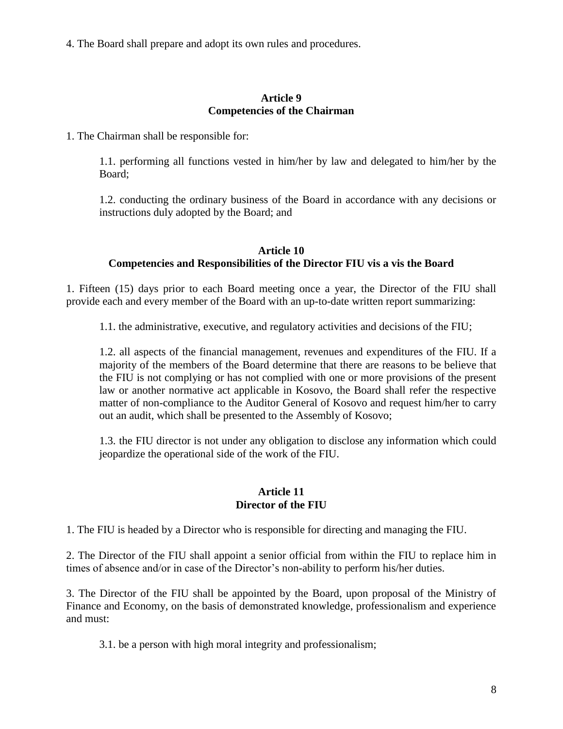4. The Board shall prepare and adopt its own rules and procedures.

### Article 9
### Competencies of the Chairman

1. The Chairman shall be responsible for:

1.1. performing all functions vested in him/her by law and delegated to him/her by the Board;

1.2. conducting the ordinary business of the Board in accordance with any decisions or instructions duly adopted by the Board; and

### Article 10
### Competencies and Responsibilities of the Director FIU vis a vis the Board

1. Fifteen (15) days prior to each Board meeting once a year, the Director of the FIU shall provide each and every member of the Board with an up-to-date written report summarizing:

1.1. the administrative, executive, and regulatory activities and decisions of the FIU;

1.2. all aspects of the financial management, revenues and expenditures of the FIU. If a majority of the members of the Board determine that there are reasons to be believe that the FIU is not complying or has not complied with one or more provisions of the present law or another normative act applicable in Kosovo, the Board shall refer the respective matter of non-compliance to the Auditor General of Kosovo and request him/her to carry out an audit, which shall be presented to the Assembly of Kosovo;

1.3. the FIU director is not under any obligation to disclose any information which could jeopardize the operational side of the work of the FIU.

### Article 11
### Director of the FIU

1. The FIU is headed by a Director who is responsible for directing and managing the FIU.

2. The Director of the FIU shall appoint a senior official from within the FIU to replace him in times of absence and/or in case of the Director's non-ability to perform his/her duties.

3. The Director of the FIU shall be appointed by the Board, upon proposal of the Ministry of Finance and Economy, on the basis of demonstrated knowledge, professionalism and experience and must:

3.1. be a person with high moral integrity and professionalism;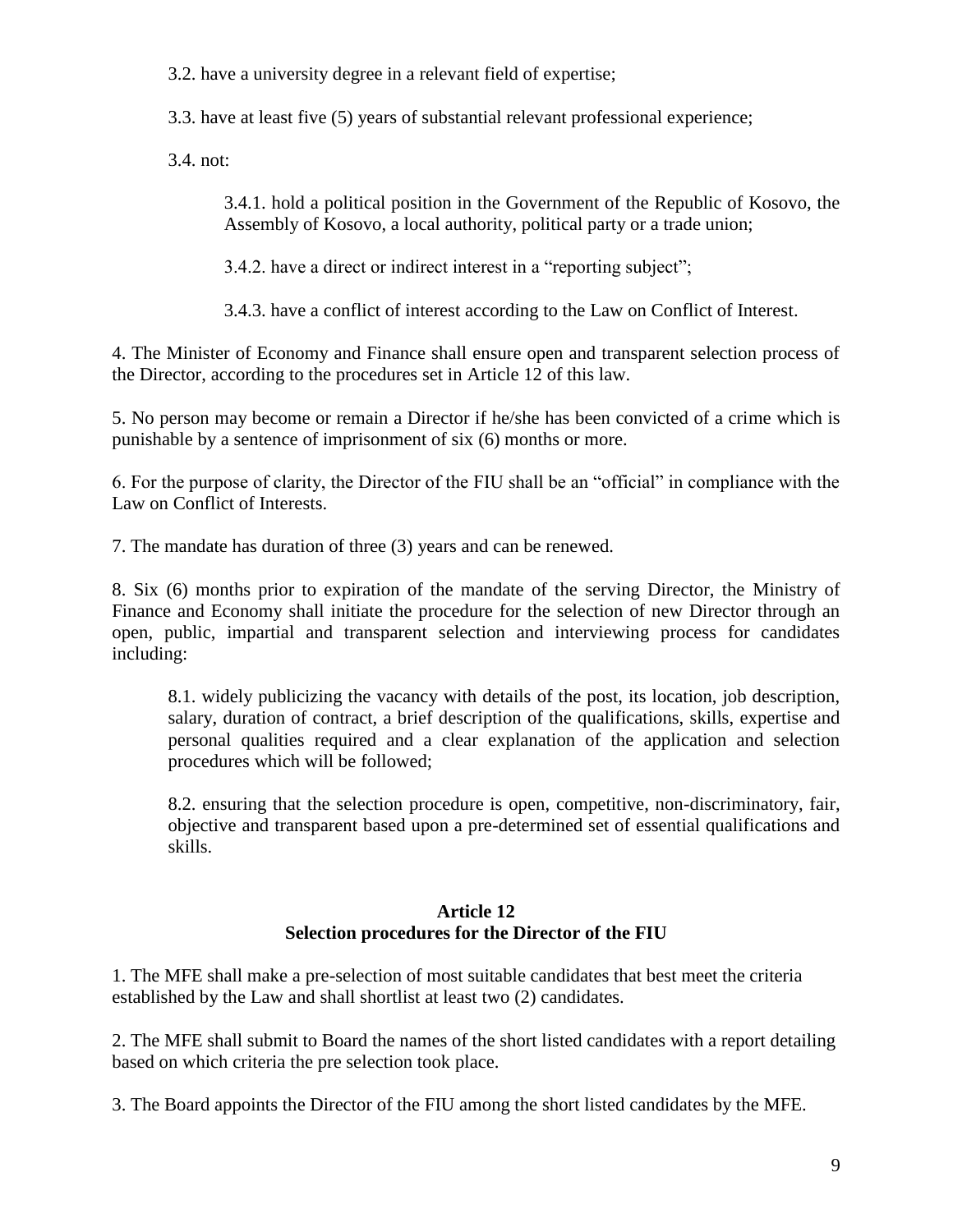3.2. have a university degree in a relevant field of expertise;

3.3. have at least five (5) years of substantial relevant professional experience;

3.4. not:

3.4.1. hold a political position in the Government of the Republic of Kosovo, the Assembly of Kosovo, a local authority, political party or a trade union;

3.4.2. have a direct or indirect interest in a "reporting subject";

3.4.3. have a conflict of interest according to the Law on Conflict of Interest.

4. The Minister of Economy and Finance shall ensure open and transparent selection process of the Director, according to the procedures set in Article 12 of this law.

5. No person may become or remain a Director if he/she has been convicted of a crime which is punishable by a sentence of imprisonment of six (6) months or more.

6. For the purpose of clarity, the Director of the FIU shall be an "official" in compliance with the Law on Conflict of Interests.

7. The mandate has duration of three (3) years and can be renewed.

8. Six (6) months prior to expiration of the mandate of the serving Director, the Ministry of Finance and Economy shall initiate the procedure for the selection of new Director through an open, public, impartial and transparent selection and interviewing process for candidates including:

8.1. widely publicizing the vacancy with details of the post, its location, job description, salary, duration of contract, a brief description of the qualifications, skills, expertise and personal qualities required and a clear explanation of the application and selection procedures which will be followed;

8.2. ensuring that the selection procedure is open, competitive, non-discriminatory, fair, objective and transparent based upon a pre-determined set of essential qualifications and skills.

**Article 12**
**Selection procedures for the Director of the FIU**

1. The MFE shall make a pre-selection of most suitable candidates that best meet the criteria established by the Law and shall shortlist at least two (2) candidates.

2. The MFE shall submit to Board the names of the short listed candidates with a report detailing based on which criteria the pre selection took place.

3. The Board appoints the Director of the FIU among the short listed candidates by the MFE.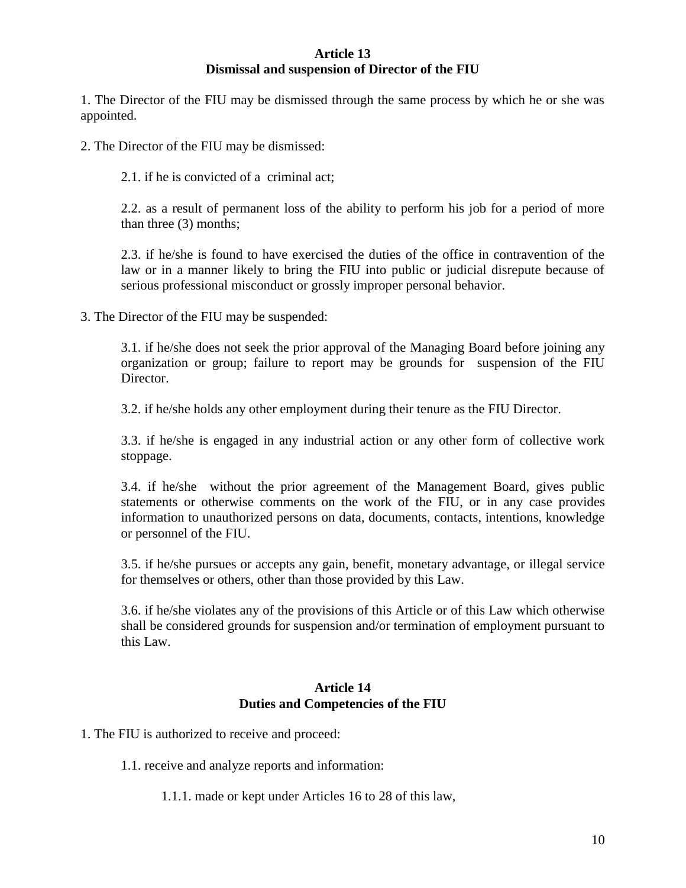### Article 13
### Dismissal and suspension of Director of the FIU

1. The Director of the FIU may be dismissed through the same process by which he or she was appointed.

2. The Director of the FIU may be dismissed:

2.1. if he is convicted of a criminal act;

2.2. as a result of permanent loss of the ability to perform his job for a period of more than three (3) months;

2.3. if he/she is found to have exercised the duties of the office in contravention of the law or in a manner likely to bring the FIU into public or judicial disrepute because of serious professional misconduct or grossly improper personal behavior.

3. The Director of the FIU may be suspended:

3.1. if he/she does not seek the prior approval of the Managing Board before joining any organization or group; failure to report may be grounds for suspension of the FIU Director.

3.2. if he/she holds any other employment during their tenure as the FIU Director.

3.3. if he/she is engaged in any industrial action or any other form of collective work stoppage.

3.4. if he/she without the prior agreement of the Management Board, gives public statements or otherwise comments on the work of the FIU, or in any case provides information to unauthorized persons on data, documents, contacts, intentions, knowledge or personnel of the FIU.

3.5. if he/she pursues or accepts any gain, benefit, monetary advantage, or illegal service for themselves or others, other than those provided by this Law.

3.6. if he/she violates any of the provisions of this Article or of this Law which otherwise shall be considered grounds for suspension and/or termination of employment pursuant to this Law.

### Article 14
### Duties and Competencies of the FIU

1. The FIU is authorized to receive and proceed:

1.1. receive and analyze reports and information:

1.1.1. made or kept under Articles 16 to 28 of this law,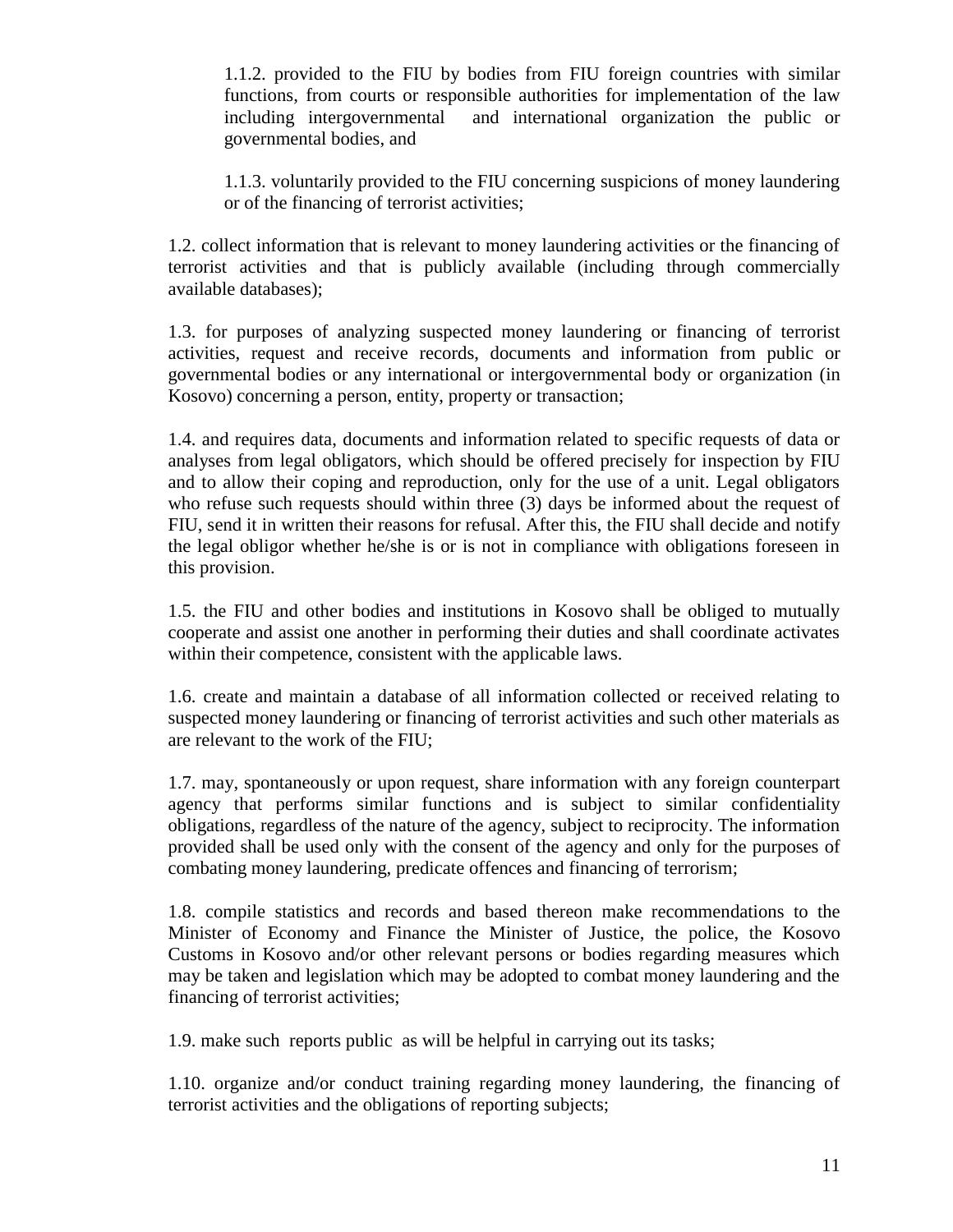1.1.2. provided to the FIU by bodies from FIU foreign countries with similar functions, from courts or responsible authorities for implementation of the law including intergovernmental and international organization the public or governmental bodies, and

1.1.3. voluntarily provided to the FIU concerning suspicions of money laundering or of the financing of terrorist activities;

1.2. collect information that is relevant to money laundering activities or the financing of terrorist activities and that is publicly available (including through commercially available databases);

1.3. for purposes of analyzing suspected money laundering or financing of terrorist activities, request and receive records, documents and information from public or governmental bodies or any international or intergovernmental body or organization (in Kosovo) concerning a person, entity, property or transaction;

1.4. and requires data, documents and information related to specific requests of data or analyses from legal obligators, which should be offered precisely for inspection by FIU and to allow their coping and reproduction, only for the use of a unit. Legal obligators who refuse such requests should within three (3) days be informed about the request of FIU, send it in written their reasons for refusal. After this, the FIU shall decide and notify the legal obligor whether he/she is or is not in compliance with obligations foreseen in this provision.

1.5. the FIU and other bodies and institutions in Kosovo shall be obliged to mutually cooperate and assist one another in performing their duties and shall coordinate activates within their competence, consistent with the applicable laws.

1.6. create and maintain a database of all information collected or received relating to suspected money laundering or financing of terrorist activities and such other materials as are relevant to the work of the FIU;

1.7. may, spontaneously or upon request, share information with any foreign counterpart agency that performs similar functions and is subject to similar confidentiality obligations, regardless of the nature of the agency, subject to reciprocity. The information provided shall be used only with the consent of the agency and only for the purposes of combating money laundering, predicate offences and financing of terrorism;

1.8. compile statistics and records and based thereon make recommendations to the Minister of Economy and Finance the Minister of Justice, the police, the Kosovo Customs in Kosovo and/or other relevant persons or bodies regarding measures which may be taken and legislation which may be adopted to combat money laundering and the financing of terrorist activities;

1.9. make such reports public as will be helpful in carrying out its tasks;

1.10. organize and/or conduct training regarding money laundering, the financing of terrorist activities and the obligations of reporting subjects;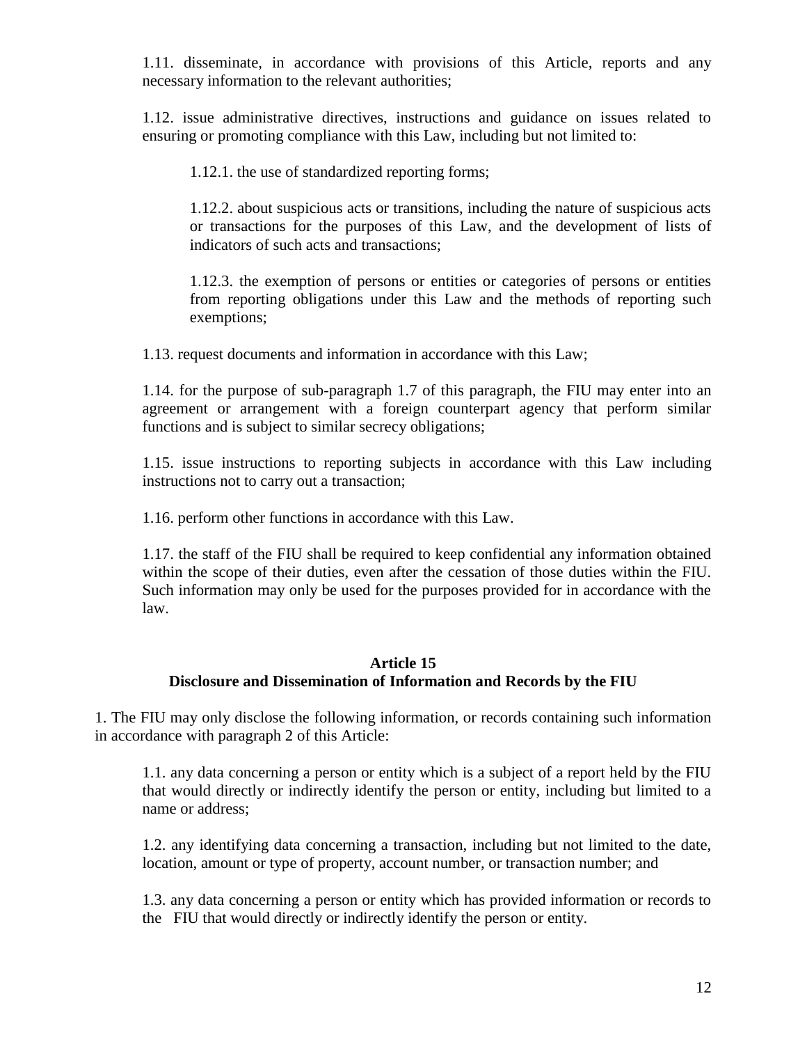1.11. disseminate, in accordance with provisions of this Article, reports and any necessary information to the relevant authorities;

1.12. issue administrative directives, instructions and guidance on issues related to ensuring or promoting compliance with this Law, including but not limited to:

1.12.1. the use of standardized reporting forms;

1.12.2. about suspicious acts or transitions, including the nature of suspicious acts or transactions for the purposes of this Law, and the development of lists of indicators of such acts and transactions;

1.12.3. the exemption of persons or entities or categories of persons or entities from reporting obligations under this Law and the methods of reporting such exemptions;

1.13. request documents and information in accordance with this Law;

1.14. for the purpose of sub-paragraph 1.7 of this paragraph, the FIU may enter into an agreement or arrangement with a foreign counterpart agency that perform similar functions and is subject to similar secrecy obligations;

1.15. issue instructions to reporting subjects in accordance with this Law including instructions not to carry out a transaction;

1.16. perform other functions in accordance with this Law.

1.17. the staff of the FIU shall be required to keep confidential any information obtained within the scope of their duties, even after the cessation of those duties within the FIU. Such information may only be used for the purposes provided for in accordance with the law.

## Article 15
## Disclosure and Dissemination of Information and Records by the FIU

1. The FIU may only disclose the following information, or records containing such information in accordance with paragraph 2 of this Article:

1.1. any data concerning a person or entity which is a subject of a report held by the FIU that would directly or indirectly identify the person or entity, including but limited to a name or address;

1.2. any identifying data concerning a transaction, including but not limited to the date, location, amount or type of property, account number, or transaction number; and

1.3. any data concerning a person or entity which has provided information or records to the FIU that would directly or indirectly identify the person or entity.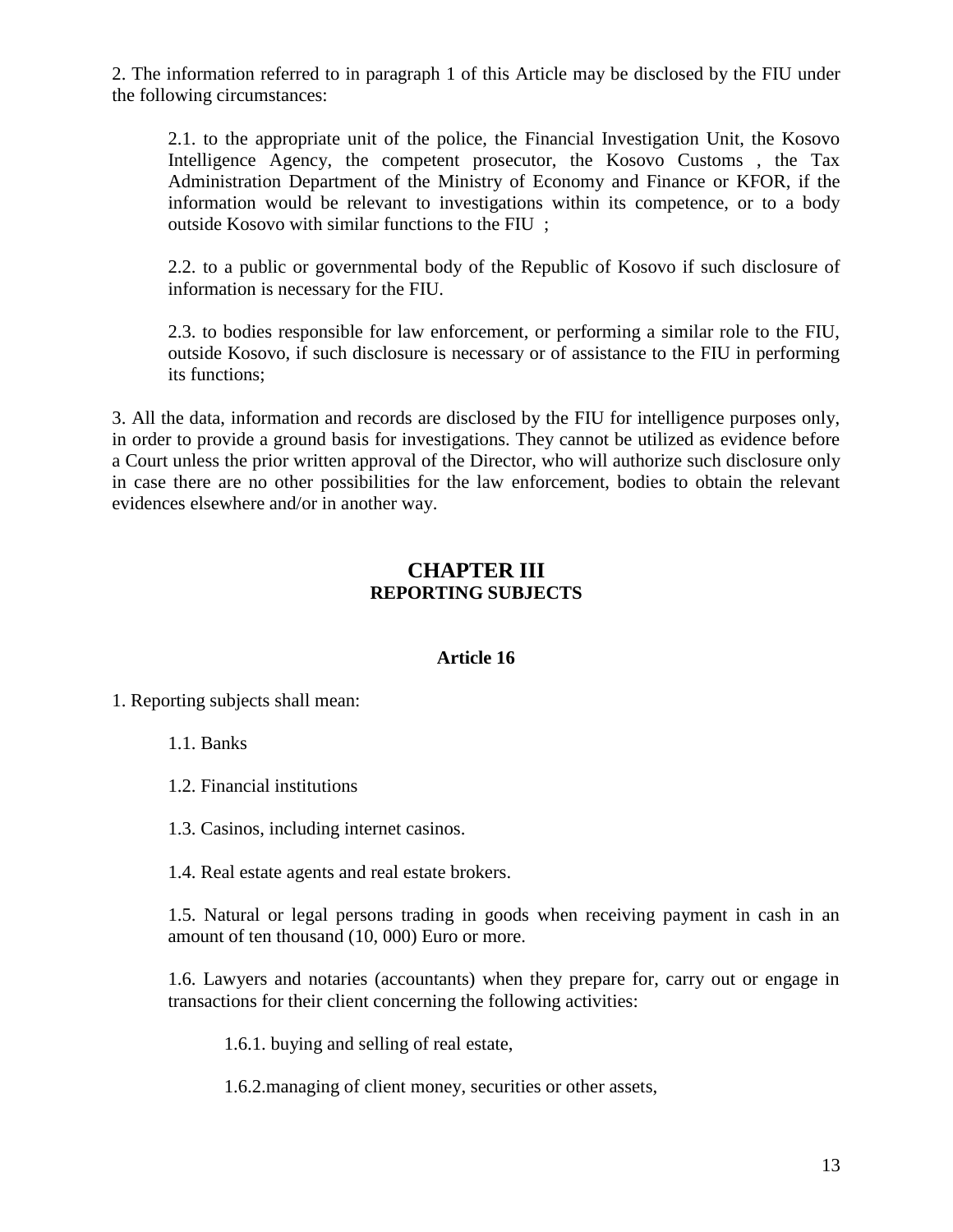2. The information referred to in paragraph 1 of this Article may be disclosed by the FIU under the following circumstances:

2.1. to the appropriate unit of the police, the Financial Investigation Unit, the Kosovo Intelligence Agency, the competent prosecutor, the Kosovo Customs , the Tax Administration Department of the Ministry of Economy and Finance or KFOR, if the information would be relevant to investigations within its competence, or to a body outside Kosovo with similar functions to the FIU ;

2.2. to a public or governmental body of the Republic of Kosovo if such disclosure of information is necessary for the FIU.

2.3. to bodies responsible for law enforcement, or performing a similar role to the FIU, outside Kosovo, if such disclosure is necessary or of assistance to the FIU in performing its functions;

3. All the data, information and records are disclosed by the FIU for intelligence purposes only, in order to provide a ground basis for investigations. They cannot be utilized as evidence before a Court unless the prior written approval of the Director, who will authorize such disclosure only in case there are no other possibilities for the law enforcement, bodies to obtain the relevant evidences elsewhere and/or in another way.

## CHAPTER III
## REPORTING SUBJECTS

### Article 16

1. Reporting subjects shall mean:

1.1. Banks

1.2. Financial institutions

1.3. Casinos, including internet casinos.

1.4. Real estate agents and real estate brokers.

1.5. Natural or legal persons trading in goods when receiving payment in cash in an amount of ten thousand (10, 000) Euro or more.

1.6. Lawyers and notaries (accountants) when they prepare for, carry out or engage in transactions for their client concerning the following activities:

1.6.1. buying and selling of real estate,

1.6.2.managing of client money, securities or other assets,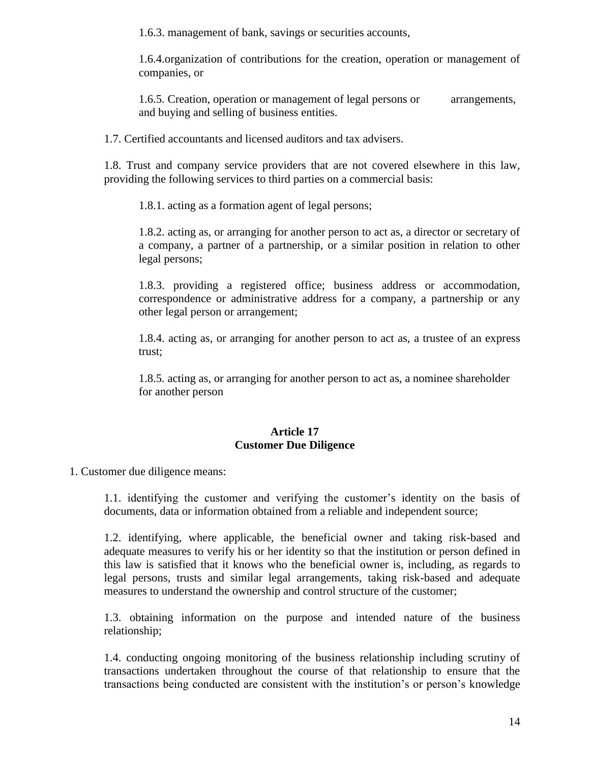1.6.3. management of bank, savings or securities accounts,

1.6.4.organization of contributions for the creation, operation or management of companies, or

1.6.5. Creation, operation or management of legal persons or arrangements, and buying and selling of business entities.

1.7. Certified accountants and licensed auditors and tax advisers.

1.8. Trust and company service providers that are not covered elsewhere in this law, providing the following services to third parties on a commercial basis:

1.8.1. acting as a formation agent of legal persons;

1.8.2. acting as, or arranging for another person to act as, a director or secretary of a company, a partner of a partnership, or a similar position in relation to other legal persons;

1.8.3. providing a registered office; business address or accommodation, correspondence or administrative address for a company, a partnership or any other legal person or arrangement;

1.8.4. acting as, or arranging for another person to act as, a trustee of an express trust;

1.8.5. acting as, or arranging for another person to act as, a nominee shareholder for another person

**Article 17**
**Customer Due Diligence**

1. Customer due diligence means:

1.1. identifying the customer and verifying the customer's identity on the basis of documents, data or information obtained from a reliable and independent source;

1.2. identifying, where applicable, the beneficial owner and taking risk-based and adequate measures to verify his or her identity so that the institution or person defined in this law is satisfied that it knows who the beneficial owner is, including, as regards to legal persons, trusts and similar legal arrangements, taking risk-based and adequate measures to understand the ownership and control structure of the customer;

1.3. obtaining information on the purpose and intended nature of the business relationship;

1.4. conducting ongoing monitoring of the business relationship including scrutiny of transactions undertaken throughout the course of that relationship to ensure that the transactions being conducted are consistent with the institution's or person's knowledge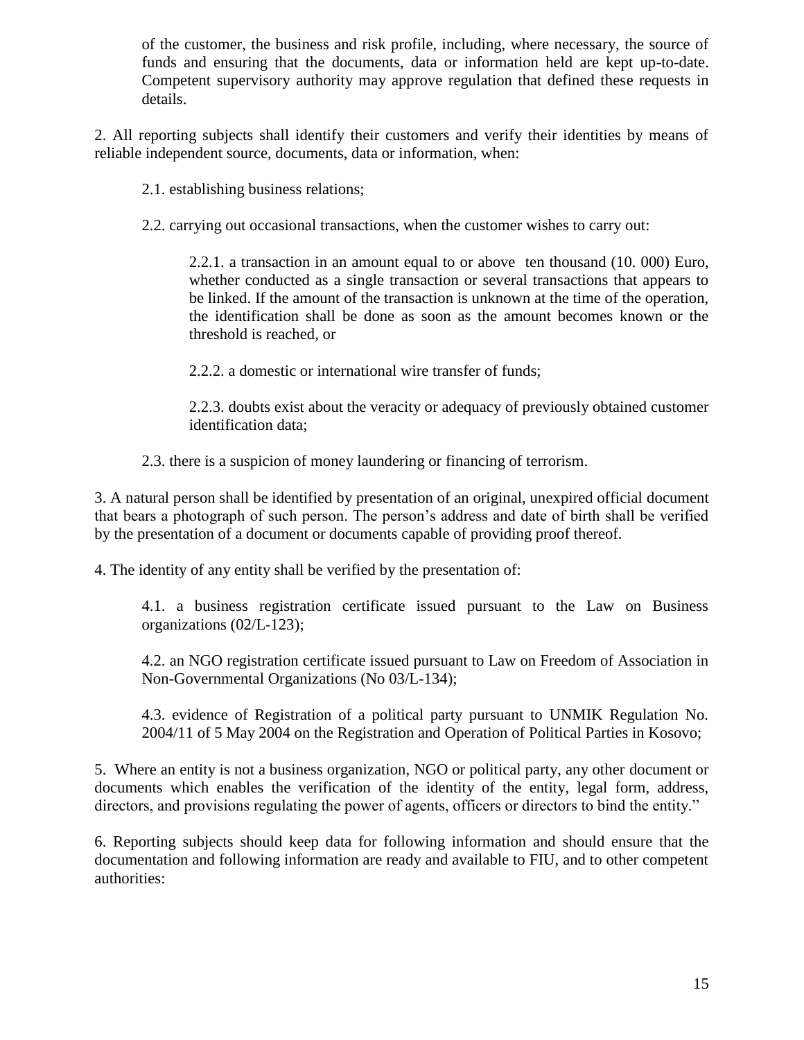of the customer, the business and risk profile, including, where necessary, the source of funds and ensuring that the documents, data or information held are kept up-to-date. Competent supervisory authority may approve regulation that defined these requests in details.

2. All reporting subjects shall identify their customers and verify their identities by means of reliable independent source, documents, data or information, when:

2.1. establishing business relations;

2.2. carrying out occasional transactions, when the customer wishes to carry out:

2.2.1. a transaction in an amount equal to or above ten thousand (10. 000) Euro, whether conducted as a single transaction or several transactions that appears to be linked. If the amount of the transaction is unknown at the time of the operation, the identification shall be done as soon as the amount becomes known or the threshold is reached, or

2.2.2. a domestic or international wire transfer of funds;

2.2.3. doubts exist about the veracity or adequacy of previously obtained customer identification data;

2.3. there is a suspicion of money laundering or financing of terrorism.

3. A natural person shall be identified by presentation of an original, unexpired official document that bears a photograph of such person. The person's address and date of birth shall be verified by the presentation of a document or documents capable of providing proof thereof.

4. The identity of any entity shall be verified by the presentation of:

4.1. a business registration certificate issued pursuant to the Law on Business organizations (02/L-123);

4.2. an NGO registration certificate issued pursuant to Law on Freedom of Association in Non-Governmental Organizations (No 03/L-134);

4.3. evidence of Registration of a political party pursuant to UNMIK Regulation No. 2004/11 of 5 May 2004 on the Registration and Operation of Political Parties in Kosovo;

5. Where an entity is not a business organization, NGO or political party, any other document or documents which enables the verification of the identity of the entity, legal form, address, directors, and provisions regulating the power of agents, officers or directors to bind the entity."

6. Reporting subjects should keep data for following information and should ensure that the documentation and following information are ready and available to FIU, and to other competent authorities: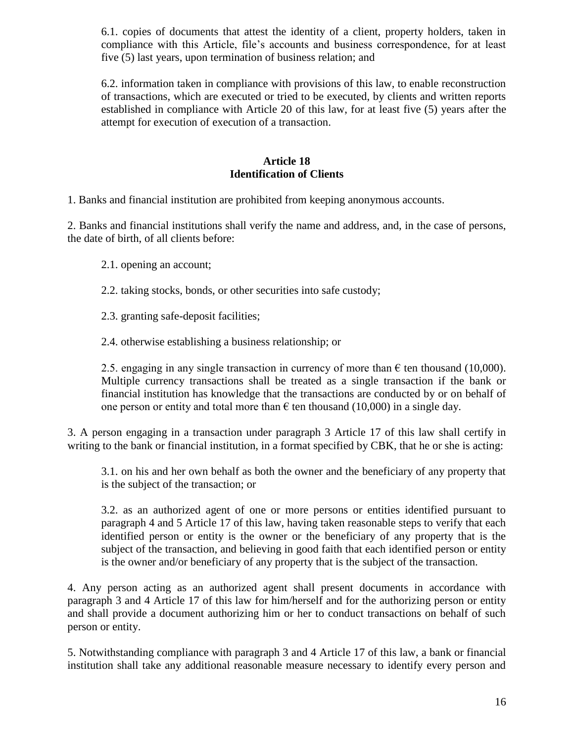6.1. copies of documents that attest the identity of a client, property holders, taken in compliance with this Article, file's accounts and business correspondence, for at least five (5) last years, upon termination of business relation; and

6.2. information taken in compliance with provisions of this law, to enable reconstruction of transactions, which are executed or tried to be executed, by clients and written reports established in compliance with Article 20 of this law, for at least five (5) years after the attempt for execution of execution of a transaction.

### Article 18
### Identification of Clients

1. Banks and financial institution are prohibited from keeping anonymous accounts.

2. Banks and financial institutions shall verify the name and address, and, in the case of persons, the date of birth, of all clients before:

2.1. opening an account;

2.2. taking stocks, bonds, or other securities into safe custody;

2.3. granting safe-deposit facilities;

2.4. otherwise establishing a business relationship; or

2.5. engaging in any single transaction in currency of more than € ten thousand (10,000). Multiple currency transactions shall be treated as a single transaction if the bank or financial institution has knowledge that the transactions are conducted by or on behalf of one person or entity and total more than € ten thousand (10,000) in a single day.

3. A person engaging in a transaction under paragraph 3 Article 17 of this law shall certify in writing to the bank or financial institution, in a format specified by CBK, that he or she is acting:

3.1. on his and her own behalf as both the owner and the beneficiary of any property that is the subject of the transaction; or

3.2. as an authorized agent of one or more persons or entities identified pursuant to paragraph 4 and 5 Article 17 of this law, having taken reasonable steps to verify that each identified person or entity is the owner or the beneficiary of any property that is the subject of the transaction, and believing in good faith that each identified person or entity is the owner and/or beneficiary of any property that is the subject of the transaction.

4. Any person acting as an authorized agent shall present documents in accordance with paragraph 3 and 4 Article 17 of this law for him/herself and for the authorizing person or entity and shall provide a document authorizing him or her to conduct transactions on behalf of such person or entity.

5. Notwithstanding compliance with paragraph 3 and 4 Article 17 of this law, a bank or financial institution shall take any additional reasonable measure necessary to identify every person and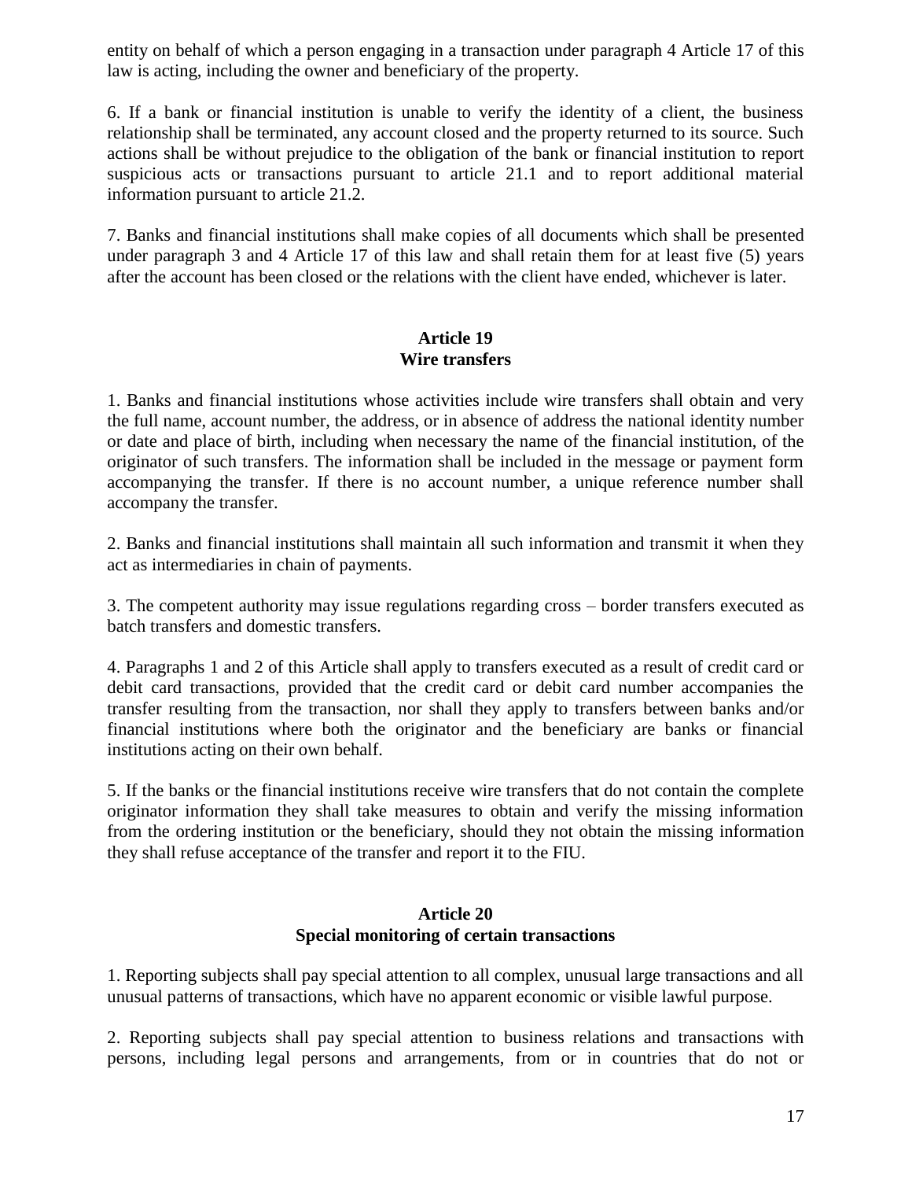entity on behalf of which a person engaging in a transaction under paragraph 4 Article 17 of this law is acting, including the owner and beneficiary of the property.

6. If a bank or financial institution is unable to verify the identity of a client, the business relationship shall be terminated, any account closed and the property returned to its source. Such actions shall be without prejudice to the obligation of the bank or financial institution to report suspicious acts or transactions pursuant to article 21.1 and to report additional material information pursuant to article 21.2.

7. Banks and financial institutions shall make copies of all documents which shall be presented under paragraph 3 and 4 Article 17 of this law and shall retain them for at least five (5) years after the account has been closed or the relations with the client have ended, whichever is later.

## Article 19
## Wire transfers

1. Banks and financial institutions whose activities include wire transfers shall obtain and very the full name, account number, the address, or in absence of address the national identity number or date and place of birth, including when necessary the name of the financial institution, of the originator of such transfers. The information shall be included in the message or payment form accompanying the transfer. If there is no account number, a unique reference number shall accompany the transfer.

2. Banks and financial institutions shall maintain all such information and transmit it when they act as intermediaries in chain of payments.

3. The competent authority may issue regulations regarding cross – border transfers executed as batch transfers and domestic transfers.

4. Paragraphs 1 and 2 of this Article shall apply to transfers executed as a result of credit card or debit card transactions, provided that the credit card or debit card number accompanies the transfer resulting from the transaction, nor shall they apply to transfers between banks and/or financial institutions where both the originator and the beneficiary are banks or financial institutions acting on their own behalf.

5. If the banks or the financial institutions receive wire transfers that do not contain the complete originator information they shall take measures to obtain and verify the missing information from the ordering institution or the beneficiary, should they not obtain the missing information they shall refuse acceptance of the transfer and report it to the FIU.

## Article 20
## Special monitoring of certain transactions

1. Reporting subjects shall pay special attention to all complex, unusual large transactions and all unusual patterns of transactions, which have no apparent economic or visible lawful purpose.

2. Reporting subjects shall pay special attention to business relations and transactions with persons, including legal persons and arrangements, from or in countries that do not or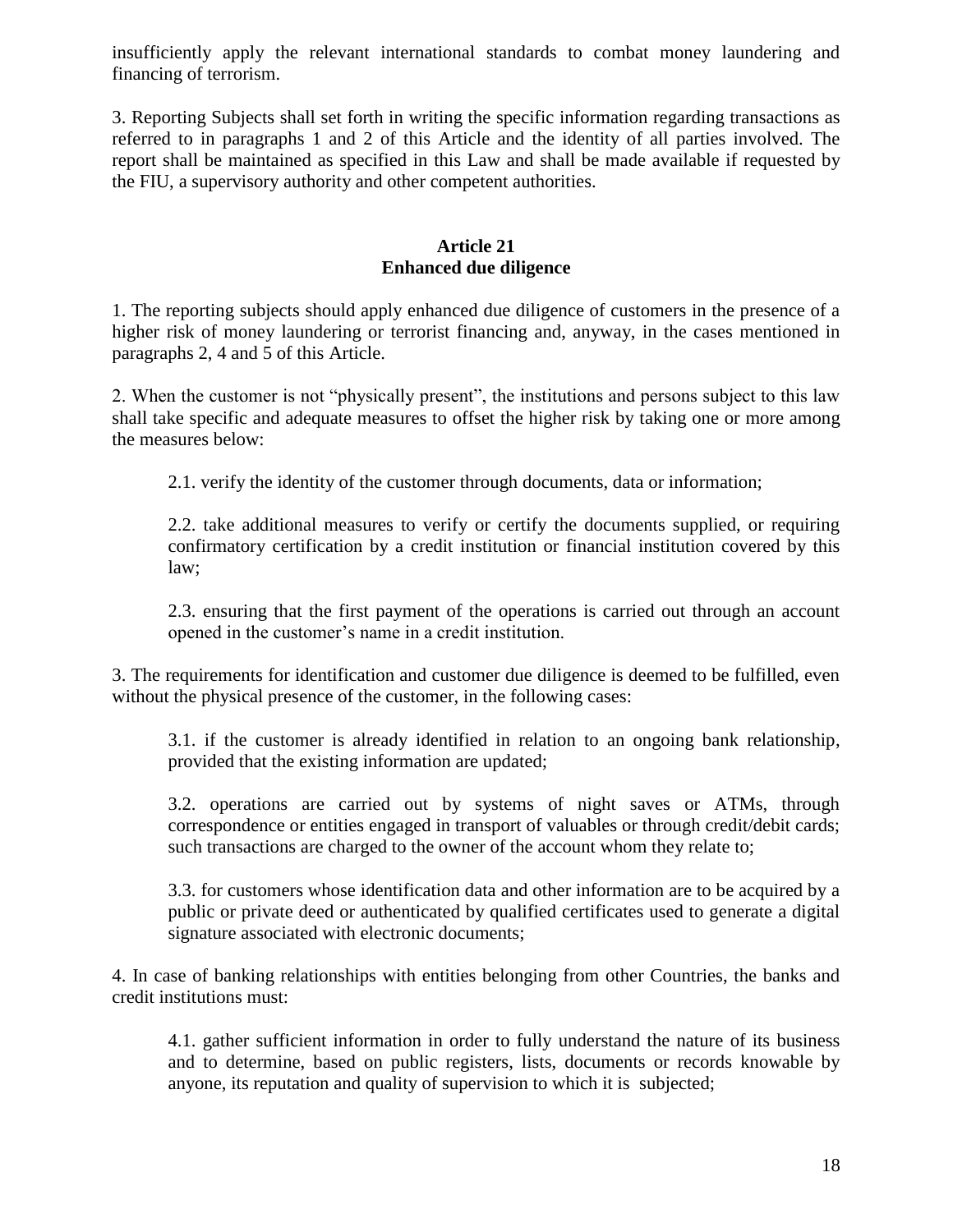insufficiently apply the relevant international standards to combat money laundering and financing of terrorism.

3. Reporting Subjects shall set forth in writing the specific information regarding transactions as referred to in paragraphs 1 and 2 of this Article and the identity of all parties involved. The report shall be maintained as specified in this Law and shall be made available if requested by the FIU, a supervisory authority and other competent authorities.

### Article 21
### Enhanced due diligence

1. The reporting subjects should apply enhanced due diligence of customers in the presence of a higher risk of money laundering or terrorist financing and, anyway, in the cases mentioned in paragraphs 2, 4 and 5 of this Article.

2. When the customer is not "physically present", the institutions and persons subject to this law shall take specific and adequate measures to offset the higher risk by taking one or more among the measures below:

> 2.1. verify the identity of the customer through documents, data or information;
>
> 2.2. take additional measures to verify or certify the documents supplied, or requiring confirmatory certification by a credit institution or financial institution covered by this law;
>
> 2.3. ensuring that the first payment of the operations is carried out through an account opened in the customer's name in a credit institution.

3. The requirements for identification and customer due diligence is deemed to be fulfilled, even without the physical presence of the customer, in the following cases:

> 3.1. if the customer is already identified in relation to an ongoing bank relationship, provided that the existing information are updated;
>
> 3.2. operations are carried out by systems of night saves or ATMs, through correspondence or entities engaged in transport of valuables or through credit/debit cards; such transactions are charged to the owner of the account whom they relate to;
>
> 3.3. for customers whose identification data and other information are to be acquired by a public or private deed or authenticated by qualified certificates used to generate a digital signature associated with electronic documents;

4. In case of banking relationships with entities belonging from other Countries, the banks and credit institutions must:

> 4.1. gather sufficient information in order to fully understand the nature of its business and to determine, based on public registers, lists, documents or records knowable by anyone, its reputation and quality of supervision to which it is subjected;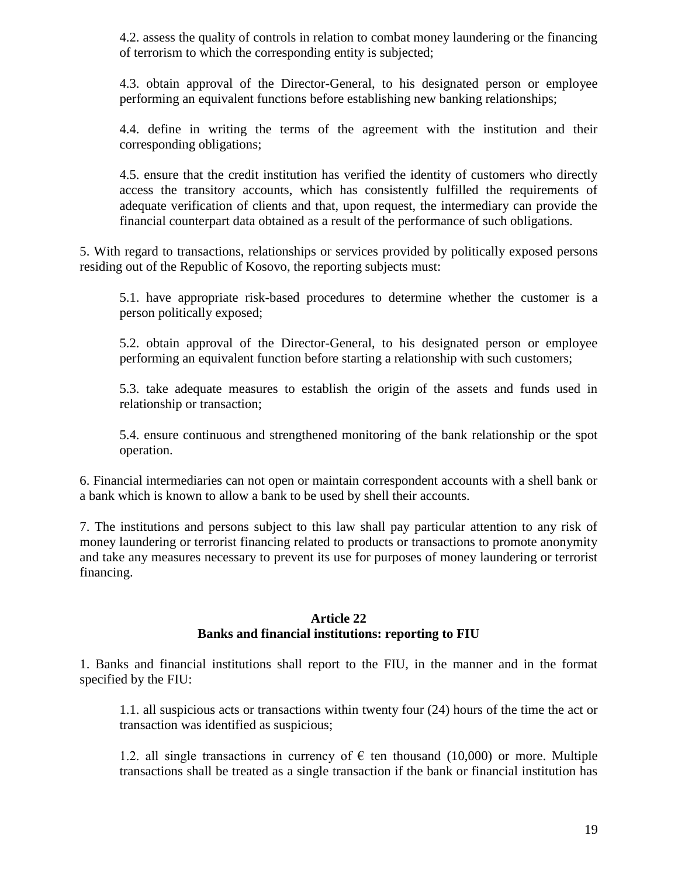4.2. assess the quality of controls in relation to combat money laundering or the financing of terrorism to which the corresponding entity is subjected;

4.3. obtain approval of the Director-General, to his designated person or employee performing an equivalent functions before establishing new banking relationships;

4.4. define in writing the terms of the agreement with the institution and their corresponding obligations;

4.5. ensure that the credit institution has verified the identity of customers who directly access the transitory accounts, which has consistently fulfilled the requirements of adequate verification of clients and that, upon request, the intermediary can provide the financial counterpart data obtained as a result of the performance of such obligations.

5. With regard to transactions, relationships or services provided by politically exposed persons residing out of the Republic of Kosovo, the reporting subjects must:

5.1. have appropriate risk-based procedures to determine whether the customer is a person politically exposed;

5.2. obtain approval of the Director-General, to his designated person or employee performing an equivalent function before starting a relationship with such customers;

5.3. take adequate measures to establish the origin of the assets and funds used in relationship or transaction;

5.4. ensure continuous and strengthened monitoring of the bank relationship or the spot operation.

6. Financial intermediaries can not open or maintain correspondent accounts with a shell bank or a bank which is known to allow a bank to be used by shell their accounts.

7. The institutions and persons subject to this law shall pay particular attention to any risk of money laundering or terrorist financing related to products or transactions to promote anonymity and take any measures necessary to prevent its use for purposes of money laundering or terrorist financing.

## Article 22
## Banks and financial institutions: reporting to FIU

1. Banks and financial institutions shall report to the FIU, in the manner and in the format specified by the FIU:

1.1. all suspicious acts or transactions within twenty four (24) hours of the time the act or transaction was identified as suspicious;

1.2. all single transactions in currency of € ten thousand (10,000) or more. Multiple transactions shall be treated as a single transaction if the bank or financial institution has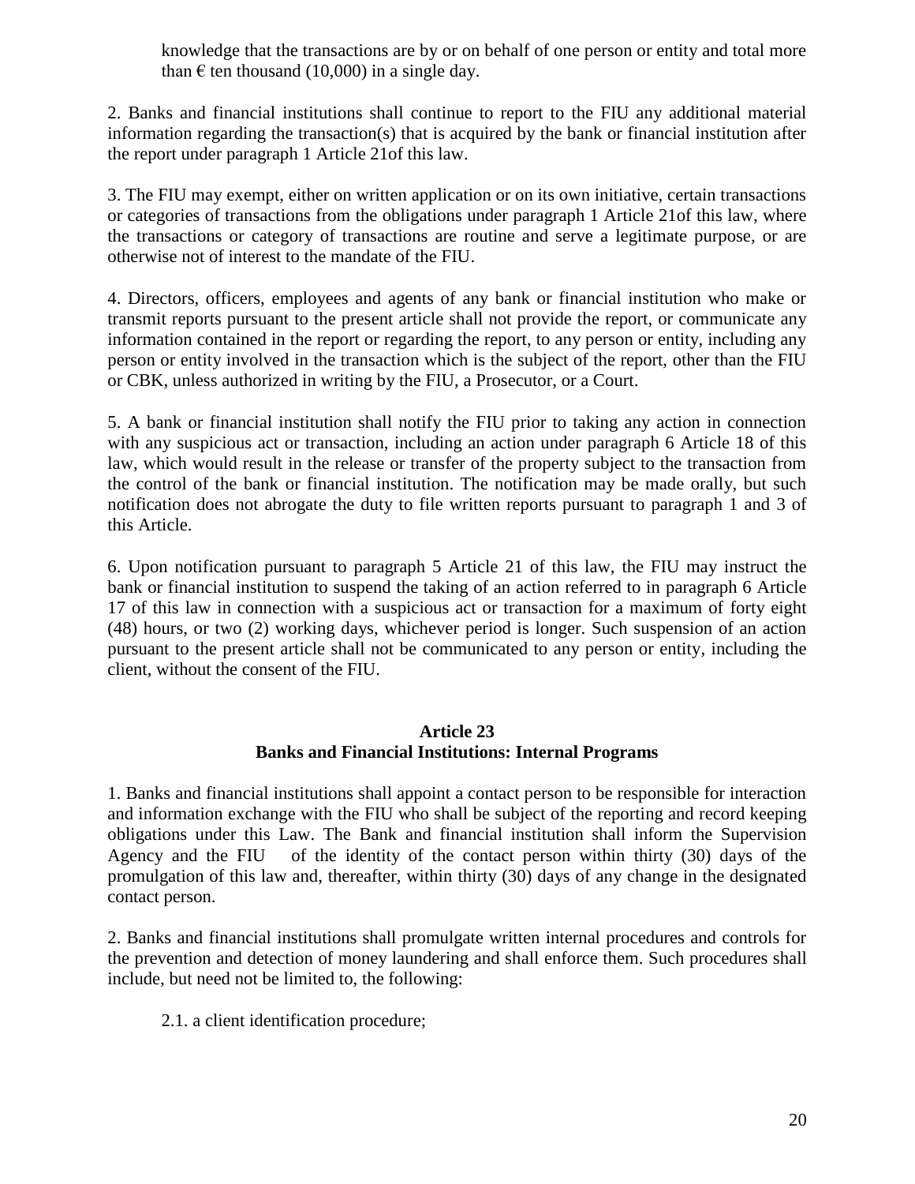knowledge that the transactions are by or on behalf of one person or entity and total more than € ten thousand (10,000) in a single day.

2. Banks and financial institutions shall continue to report to the FIU any additional material information regarding the transaction(s) that is acquired by the bank or financial institution after the report under paragraph 1 Article 21of this law.

3. The FIU may exempt, either on written application or on its own initiative, certain transactions or categories of transactions from the obligations under paragraph 1 Article 21of this law, where the transactions or category of transactions are routine and serve a legitimate purpose, or are otherwise not of interest to the mandate of the FIU.

4. Directors, officers, employees and agents of any bank or financial institution who make or transmit reports pursuant to the present article shall not provide the report, or communicate any information contained in the report or regarding the report, to any person or entity, including any person or entity involved in the transaction which is the subject of the report, other than the FIU or CBK, unless authorized in writing by the FIU, a Prosecutor, or a Court.

5. A bank or financial institution shall notify the FIU prior to taking any action in connection with any suspicious act or transaction, including an action under paragraph 6 Article 18 of this law, which would result in the release or transfer of the property subject to the transaction from the control of the bank or financial institution. The notification may be made orally, but such notification does not abrogate the duty to file written reports pursuant to paragraph 1 and 3 of this Article.

6. Upon notification pursuant to paragraph 5 Article 21 of this law, the FIU may instruct the bank or financial institution to suspend the taking of an action referred to in paragraph 6 Article 17 of this law in connection with a suspicious act or transaction for a maximum of forty eight (48) hours, or two (2) working days, whichever period is longer. Such suspension of an action pursuant to the present article shall not be communicated to any person or entity, including the client, without the consent of the FIU.

## Article 23
## Banks and Financial Institutions: Internal Programs

1. Banks and financial institutions shall appoint a contact person to be responsible for interaction and information exchange with the FIU who shall be subject of the reporting and record keeping obligations under this Law. The Bank and financial institution shall inform the Supervision Agency and the FIU of the identity of the contact person within thirty (30) days of the promulgation of this law and, thereafter, within thirty (30) days of any change in the designated contact person.

2. Banks and financial institutions shall promulgate written internal procedures and controls for the prevention and detection of money laundering and shall enforce them. Such procedures shall include, but need not be limited to, the following:

2.1. a client identification procedure;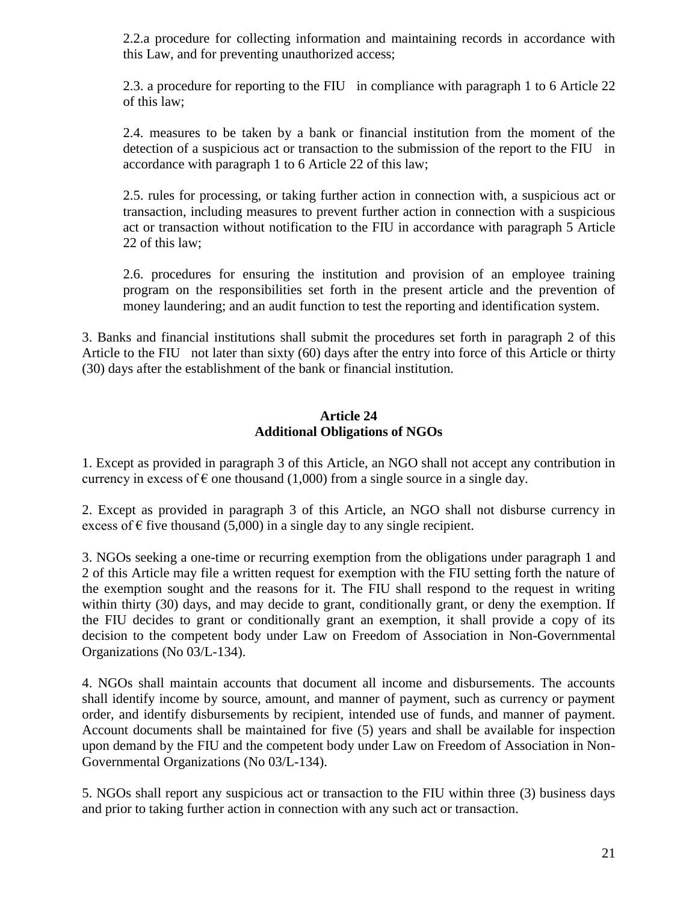2.2.a procedure for collecting information and maintaining records in accordance with this Law, and for preventing unauthorized access;

2.3. a procedure for reporting to the FIU in compliance with paragraph 1 to 6 Article 22 of this law;

2.4. measures to be taken by a bank or financial institution from the moment of the detection of a suspicious act or transaction to the submission of the report to the FIU in accordance with paragraph 1 to 6 Article 22 of this law;

2.5. rules for processing, or taking further action in connection with, a suspicious act or transaction, including measures to prevent further action in connection with a suspicious act or transaction without notification to the FIU in accordance with paragraph 5 Article 22 of this law;

2.6. procedures for ensuring the institution and provision of an employee training program on the responsibilities set forth in the present article and the prevention of money laundering; and an audit function to test the reporting and identification system.

3. Banks and financial institutions shall submit the procedures set forth in paragraph 2 of this Article to the FIU not later than sixty (60) days after the entry into force of this Article or thirty (30) days after the establishment of the bank or financial institution.

## Article 24
## Additional Obligations of NGOs

1. Except as provided in paragraph 3 of this Article, an NGO shall not accept any contribution in currency in excess of € one thousand (1,000) from a single source in a single day.

2. Except as provided in paragraph 3 of this Article, an NGO shall not disburse currency in excess of € five thousand (5,000) in a single day to any single recipient.

3. NGOs seeking a one-time or recurring exemption from the obligations under paragraph 1 and 2 of this Article may file a written request for exemption with the FIU setting forth the nature of the exemption sought and the reasons for it. The FIU shall respond to the request in writing within thirty (30) days, and may decide to grant, conditionally grant, or deny the exemption. If the FIU decides to grant or conditionally grant an exemption, it shall provide a copy of its decision to the competent body under Law on Freedom of Association in Non-Governmental Organizations (No 03/L-134).

4. NGOs shall maintain accounts that document all income and disbursements. The accounts shall identify income by source, amount, and manner of payment, such as currency or payment order, and identify disbursements by recipient, intended use of funds, and manner of payment. Account documents shall be maintained for five (5) years and shall be available for inspection upon demand by the FIU and the competent body under Law on Freedom of Association in Non-Governmental Organizations (No 03/L-134).

5. NGOs shall report any suspicious act or transaction to the FIU within three (3) business days and prior to taking further action in connection with any such act or transaction.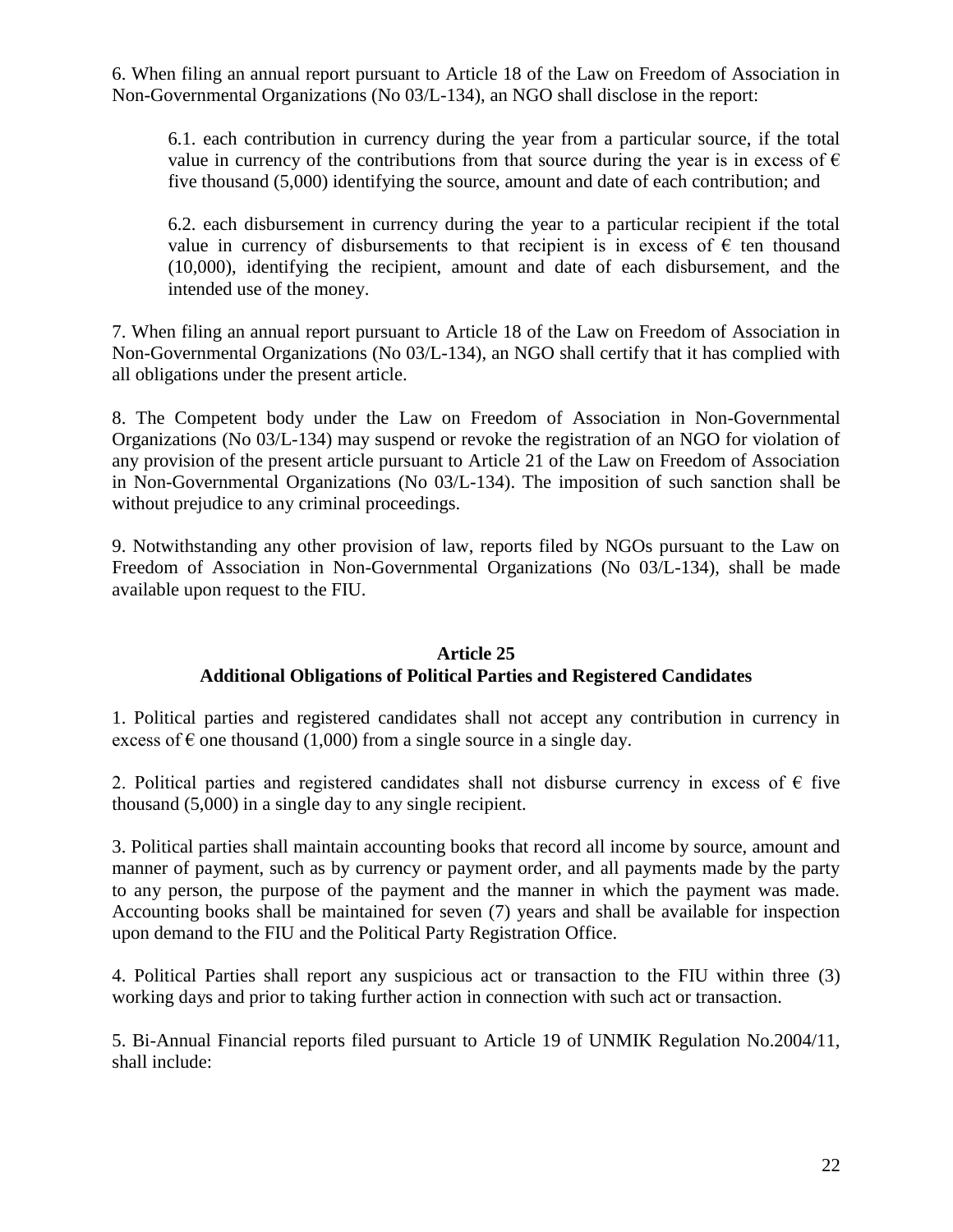6. When filing an annual report pursuant to Article 18 of the Law on Freedom of Association in Non-Governmental Organizations (No 03/L-134), an NGO shall disclose in the report:

> 6.1. each contribution in currency during the year from a particular source, if the total value in currency of the contributions from that source during the year is in excess of € five thousand (5,000) identifying the source, amount and date of each contribution; and
>
> 6.2. each disbursement in currency during the year to a particular recipient if the total value in currency of disbursements to that recipient is in excess of € ten thousand (10,000), identifying the recipient, amount and date of each disbursement, and the intended use of the money.

7. When filing an annual report pursuant to Article 18 of the Law on Freedom of Association in Non-Governmental Organizations (No 03/L-134), an NGO shall certify that it has complied with all obligations under the present article.

8. The Competent body under the Law on Freedom of Association in Non-Governmental Organizations (No 03/L-134) may suspend or revoke the registration of an NGO for violation of any provision of the present article pursuant to Article 21 of the Law on Freedom of Association in Non-Governmental Organizations (No 03/L-134). The imposition of such sanction shall be without prejudice to any criminal proceedings.

9. Notwithstanding any other provision of law, reports filed by NGOs pursuant to the Law on Freedom of Association in Non-Governmental Organizations (No 03/L-134), shall be made available upon request to the FIU.

## Article 25
## Additional Obligations of Political Parties and Registered Candidates

1. Political parties and registered candidates shall not accept any contribution in currency in excess of € one thousand (1,000) from a single source in a single day.

2. Political parties and registered candidates shall not disburse currency in excess of € five thousand (5,000) in a single day to any single recipient.

3. Political parties shall maintain accounting books that record all income by source, amount and manner of payment, such as by currency or payment order, and all payments made by the party to any person, the purpose of the payment and the manner in which the payment was made. Accounting books shall be maintained for seven (7) years and shall be available for inspection upon demand to the FIU and the Political Party Registration Office.

4. Political Parties shall report any suspicious act or transaction to the FIU within three (3) working days and prior to taking further action in connection with such act or transaction.

5. Bi-Annual Financial reports filed pursuant to Article 19 of UNMIK Regulation No.2004/11, shall include: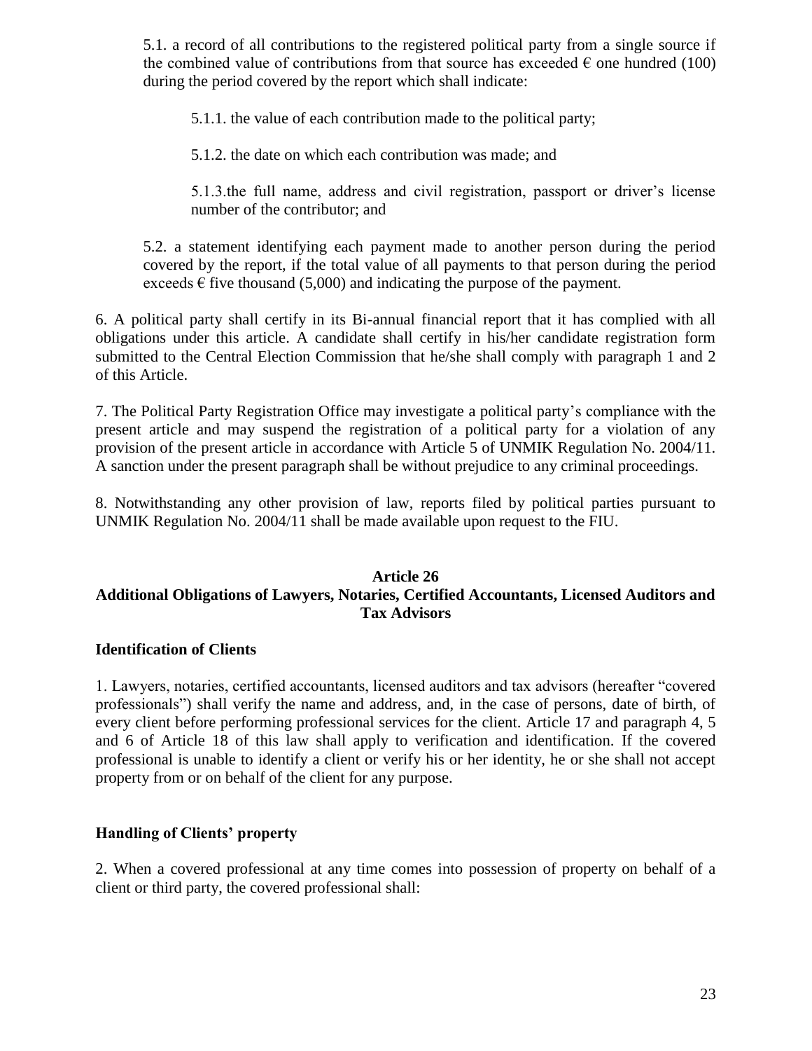5.1. a record of all contributions to the registered political party from a single source if the combined value of contributions from that source has exceeded € one hundred (100) during the period covered by the report which shall indicate:

5.1.1. the value of each contribution made to the political party;

5.1.2. the date on which each contribution was made; and

5.1.3.the full name, address and civil registration, passport or driver's license number of the contributor; and

5.2. a statement identifying each payment made to another person during the period covered by the report, if the total value of all payments to that person during the period exceeds € five thousand (5,000) and indicating the purpose of the payment.

6. A political party shall certify in its Bi-annual financial report that it has complied with all obligations under this article. A candidate shall certify in his/her candidate registration form submitted to the Central Election Commission that he/she shall comply with paragraph 1 and 2 of this Article.

7. The Political Party Registration Office may investigate a political party's compliance with the present article and may suspend the registration of a political party for a violation of any provision of the present article in accordance with Article 5 of UNMIK Regulation No. 2004/11. A sanction under the present paragraph shall be without prejudice to any criminal proceedings.

8. Notwithstanding any other provision of law, reports filed by political parties pursuant to UNMIK Regulation No. 2004/11 shall be made available upon request to the FIU.

## Article 26
## Additional Obligations of Lawyers, Notaries, Certified Accountants, Licensed Auditors and Tax Advisors

### Identification of Clients

1. Lawyers, notaries, certified accountants, licensed auditors and tax advisors (hereafter "covered professionals") shall verify the name and address, and, in the case of persons, date of birth, of every client before performing professional services for the client. Article 17 and paragraph 4, 5 and 6 of Article 18 of this law shall apply to verification and identification. If the covered professional is unable to identify a client or verify his or her identity, he or she shall not accept property from or on behalf of the client for any purpose.

### Handling of Clients' property

2. When a covered professional at any time comes into possession of property on behalf of a client or third party, the covered professional shall: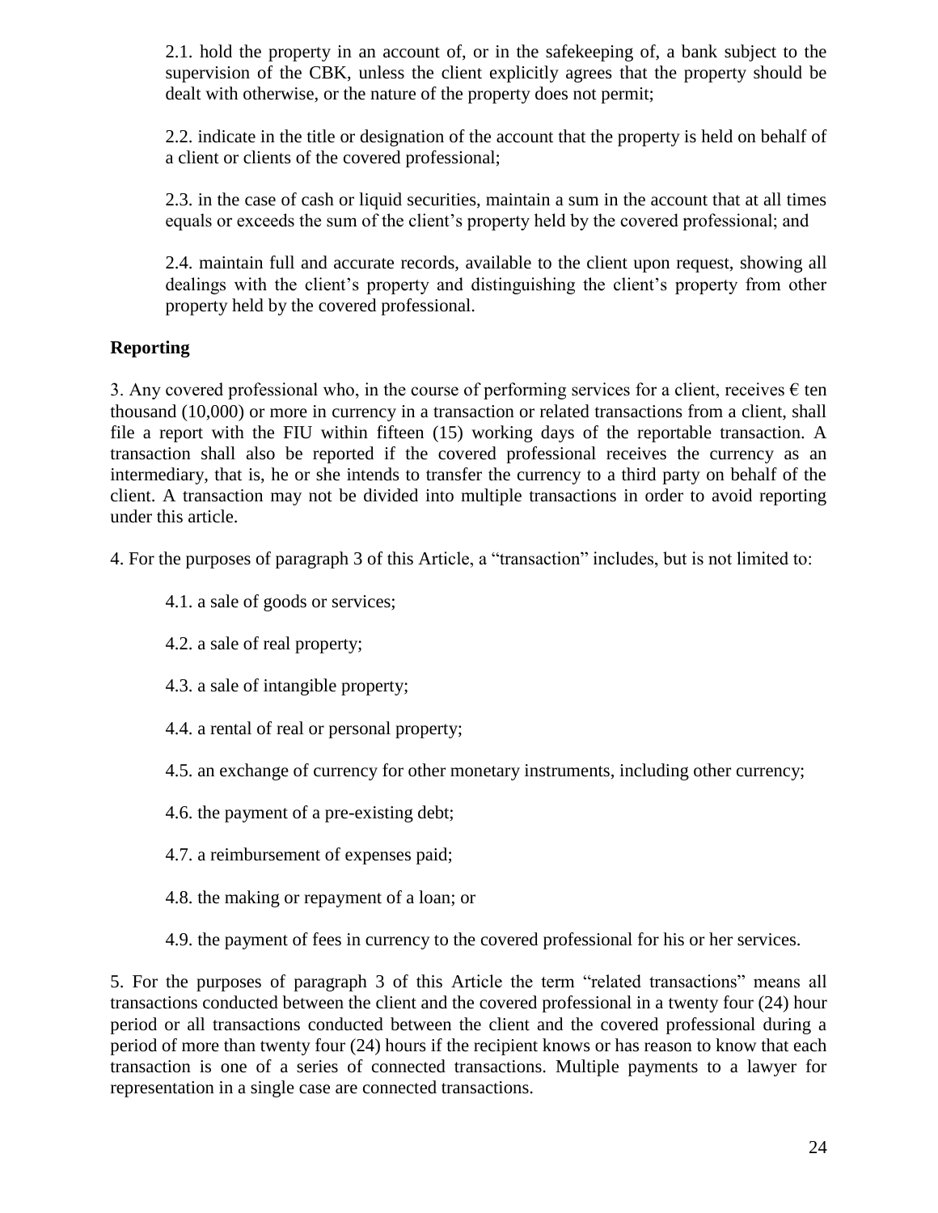2.1. hold the property in an account of, or in the safekeeping of, a bank subject to the supervision of the CBK, unless the client explicitly agrees that the property should be dealt with otherwise, or the nature of the property does not permit;

2.2. indicate in the title or designation of the account that the property is held on behalf of a client or clients of the covered professional;

2.3. in the case of cash or liquid securities, maintain a sum in the account that at all times equals or exceeds the sum of the client's property held by the covered professional; and

2.4. maintain full and accurate records, available to the client upon request, showing all dealings with the client's property and distinguishing the client's property from other property held by the covered professional.

**Reporting**

3. Any covered professional who, in the course of performing services for a client, receives € ten thousand (10,000) or more in currency in a transaction or related transactions from a client, shall file a report with the FIU within fifteen (15) working days of the reportable transaction. A transaction shall also be reported if the covered professional receives the currency as an intermediary, that is, he or she intends to transfer the currency to a third party on behalf of the client. A transaction may not be divided into multiple transactions in order to avoid reporting under this article.

4. For the purposes of paragraph 3 of this Article, a "transaction" includes, but is not limited to:

4.1. a sale of goods or services;

4.2. a sale of real property;

4.3. a sale of intangible property;

4.4. a rental of real or personal property;

4.5. an exchange of currency for other monetary instruments, including other currency;

4.6. the payment of a pre-existing debt;

4.7. a reimbursement of expenses paid;

4.8. the making or repayment of a loan; or

4.9. the payment of fees in currency to the covered professional for his or her services.

5. For the purposes of paragraph 3 of this Article the term "related transactions" means all transactions conducted between the client and the covered professional in a twenty four (24) hour period or all transactions conducted between the client and the covered professional during a period of more than twenty four (24) hours if the recipient knows or has reason to know that each transaction is one of a series of connected transactions. Multiple payments to a lawyer for representation in a single case are connected transactions.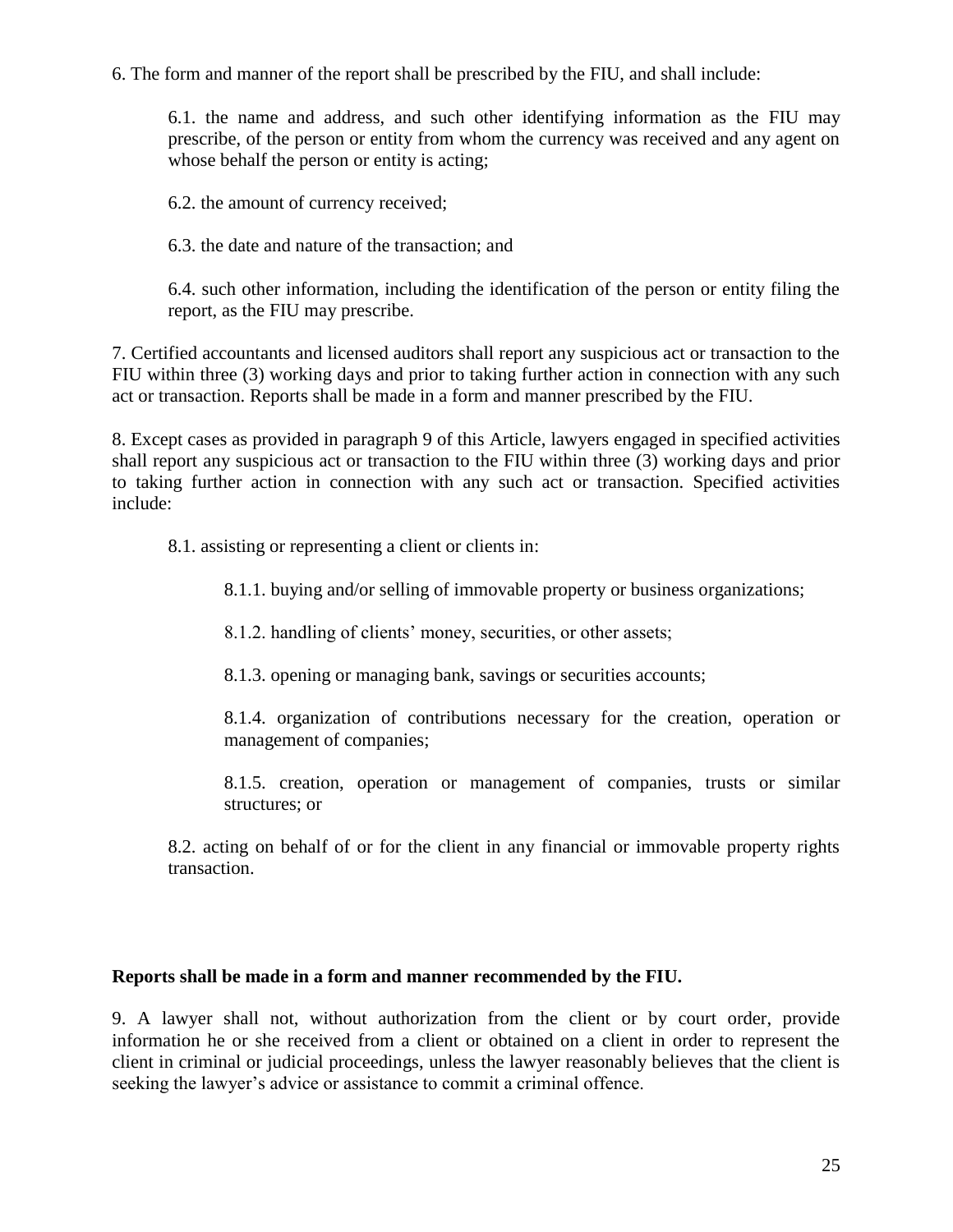6. The form and manner of the report shall be prescribed by the FIU, and shall include:

6.1. the name and address, and such other identifying information as the FIU may prescribe, of the person or entity from whom the currency was received and any agent on whose behalf the person or entity is acting;

6.2. the amount of currency received;

6.3. the date and nature of the transaction; and

6.4. such other information, including the identification of the person or entity filing the report, as the FIU may prescribe.

7. Certified accountants and licensed auditors shall report any suspicious act or transaction to the FIU within three (3) working days and prior to taking further action in connection with any such act or transaction. Reports shall be made in a form and manner prescribed by the FIU.

8. Except cases as provided in paragraph 9 of this Article, lawyers engaged in specified activities shall report any suspicious act or transaction to the FIU within three (3) working days and prior to taking further action in connection with any such act or transaction. Specified activities include:

8.1. assisting or representing a client or clients in:

8.1.1. buying and/or selling of immovable property or business organizations;

8.1.2. handling of clients' money, securities, or other assets;

8.1.3. opening or managing bank, savings or securities accounts;

8.1.4. organization of contributions necessary for the creation, operation or management of companies;

8.1.5. creation, operation or management of companies, trusts or similar structures; or

8.2. acting on behalf of or for the client in any financial or immovable property rights transaction.

**Reports shall be made in a form and manner recommended by the FIU.**

9. A lawyer shall not, without authorization from the client or by court order, provide information he or she received from a client or obtained on a client in order to represent the client in criminal or judicial proceedings, unless the lawyer reasonably believes that the client is seeking the lawyer's advice or assistance to commit a criminal offence.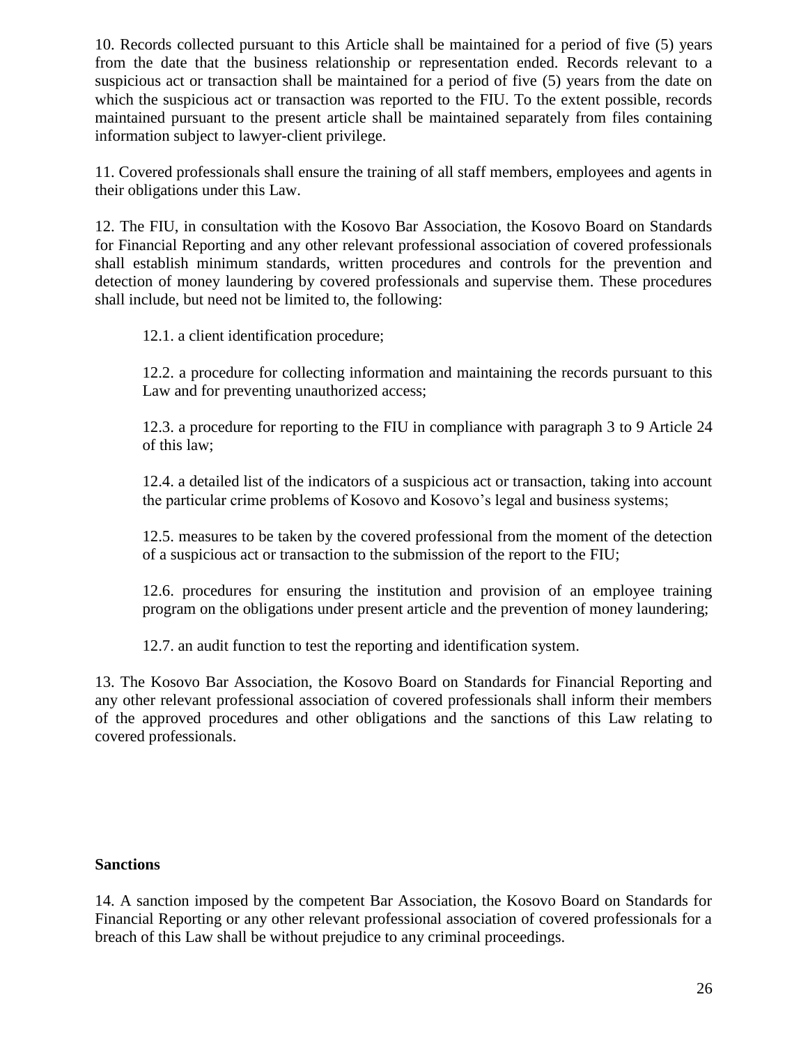10. Records collected pursuant to this Article shall be maintained for a period of five (5) years from the date that the business relationship or representation ended. Records relevant to a suspicious act or transaction shall be maintained for a period of five (5) years from the date on which the suspicious act or transaction was reported to the FIU. To the extent possible, records maintained pursuant to the present article shall be maintained separately from files containing information subject to lawyer-client privilege.

11. Covered professionals shall ensure the training of all staff members, employees and agents in their obligations under this Law.

12. The FIU, in consultation with the Kosovo Bar Association, the Kosovo Board on Standards for Financial Reporting and any other relevant professional association of covered professionals shall establish minimum standards, written procedures and controls for the prevention and detection of money laundering by covered professionals and supervise them. These procedures shall include, but need not be limited to, the following:

12.1. a client identification procedure;

12.2. a procedure for collecting information and maintaining the records pursuant to this Law and for preventing unauthorized access;

12.3. a procedure for reporting to the FIU in compliance with paragraph 3 to 9 Article 24 of this law;

12.4. a detailed list of the indicators of a suspicious act or transaction, taking into account the particular crime problems of Kosovo and Kosovo's legal and business systems;

12.5. measures to be taken by the covered professional from the moment of the detection of a suspicious act or transaction to the submission of the report to the FIU;

12.6. procedures for ensuring the institution and provision of an employee training program on the obligations under present article and the prevention of money laundering;

12.7. an audit function to test the reporting and identification system.

13. The Kosovo Bar Association, the Kosovo Board on Standards for Financial Reporting and any other relevant professional association of covered professionals shall inform their members of the approved procedures and other obligations and the sanctions of this Law relating to covered professionals.

**Sanctions**

14. A sanction imposed by the competent Bar Association, the Kosovo Board on Standards for Financial Reporting or any other relevant professional association of covered professionals for a breach of this Law shall be without prejudice to any criminal proceedings.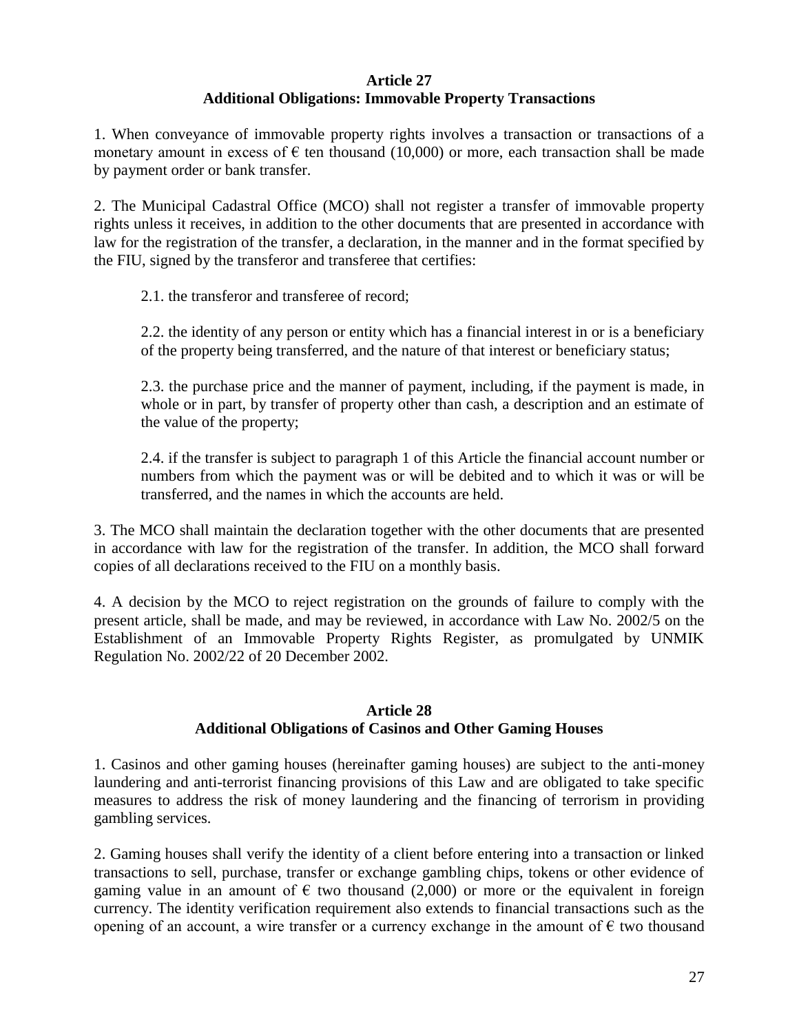## Article 27
## Additional Obligations: Immovable Property Transactions

1. When conveyance of immovable property rights involves a transaction or transactions of a monetary amount in excess of € ten thousand (10,000) or more, each transaction shall be made by payment order or bank transfer.

2. The Municipal Cadastral Office (MCO) shall not register a transfer of immovable property rights unless it receives, in addition to the other documents that are presented in accordance with law for the registration of the transfer, a declaration, in the manner and in the format specified by the FIU, signed by the transferor and transferee that certifies:

2.1. the transferor and transferee of record;

2.2. the identity of any person or entity which has a financial interest in or is a beneficiary of the property being transferred, and the nature of that interest or beneficiary status;

2.3. the purchase price and the manner of payment, including, if the payment is made, in whole or in part, by transfer of property other than cash, a description and an estimate of the value of the property;

2.4. if the transfer is subject to paragraph 1 of this Article the financial account number or numbers from which the payment was or will be debited and to which it was or will be transferred, and the names in which the accounts are held.

3. The MCO shall maintain the declaration together with the other documents that are presented in accordance with law for the registration of the transfer. In addition, the MCO shall forward copies of all declarations received to the FIU on a monthly basis.

4. A decision by the MCO to reject registration on the grounds of failure to comply with the present article, shall be made, and may be reviewed, in accordance with Law No. 2002/5 on the Establishment of an Immovable Property Rights Register, as promulgated by UNMIK Regulation No. 2002/22 of 20 December 2002.

## Article 28
## Additional Obligations of Casinos and Other Gaming Houses

1. Casinos and other gaming houses (hereinafter gaming houses) are subject to the anti-money laundering and anti-terrorist financing provisions of this Law and are obligated to take specific measures to address the risk of money laundering and the financing of terrorism in providing gambling services.

2. Gaming houses shall verify the identity of a client before entering into a transaction or linked transactions to sell, purchase, transfer or exchange gambling chips, tokens or other evidence of gaming value in an amount of € two thousand (2,000) or more or the equivalent in foreign currency. The identity verification requirement also extends to financial transactions such as the opening of an account, a wire transfer or a currency exchange in the amount of € two thousand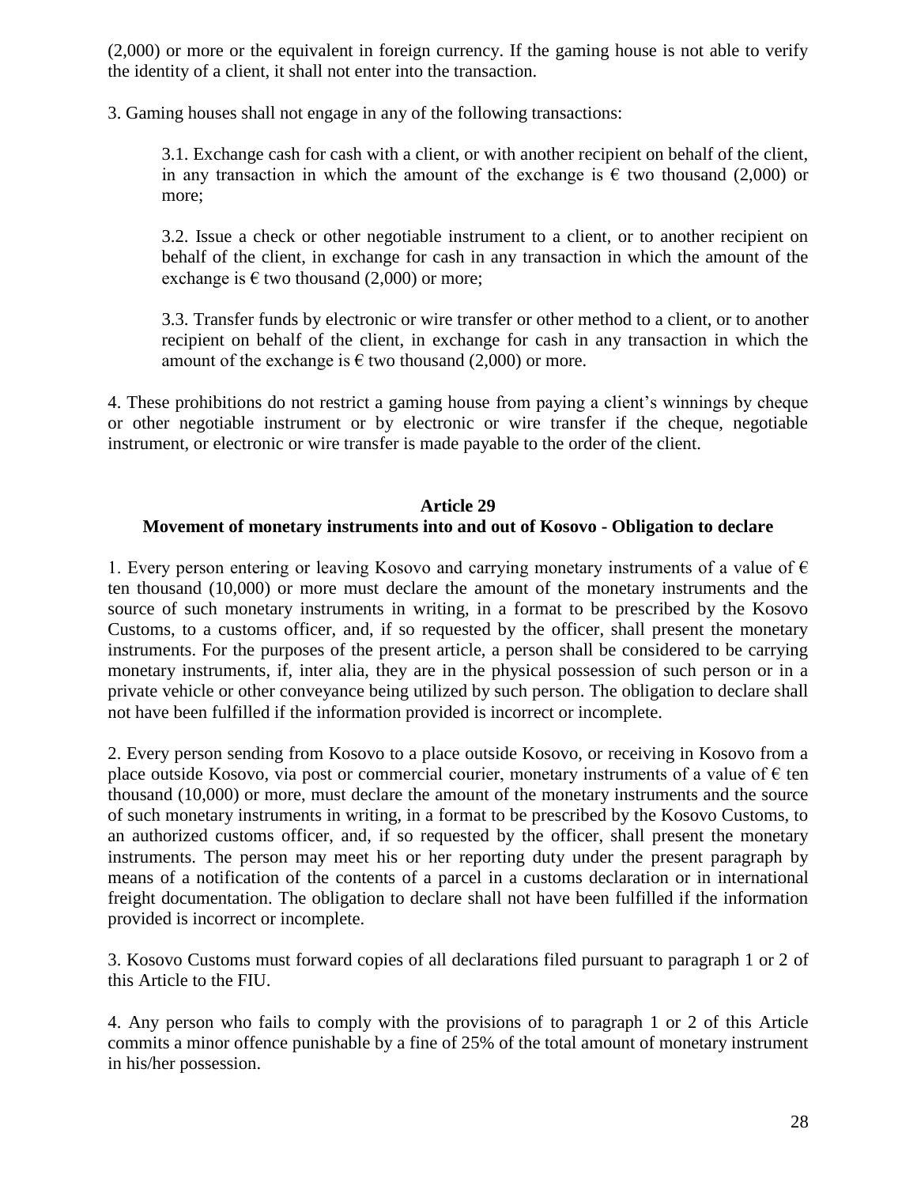(2,000) or more or the equivalent in foreign currency. If the gaming house is not able to verify the identity of a client, it shall not enter into the transaction.

3. Gaming houses shall not engage in any of the following transactions:

> 3.1. Exchange cash for cash with a client, or with another recipient on behalf of the client, in any transaction in which the amount of the exchange is € two thousand (2,000) or more;
>
> 3.2. Issue a check or other negotiable instrument to a client, or to another recipient on behalf of the client, in exchange for cash in any transaction in which the amount of the exchange is € two thousand (2,000) or more;
>
> 3.3. Transfer funds by electronic or wire transfer or other method to a client, or to another recipient on behalf of the client, in exchange for cash in any transaction in which the amount of the exchange is € two thousand (2,000) or more.

4. These prohibitions do not restrict a gaming house from paying a client's winnings by cheque or other negotiable instrument or by electronic or wire transfer if the cheque, negotiable instrument, or electronic or wire transfer is made payable to the order of the client.

**Article 29**
**Movement of monetary instruments into and out of Kosovo - Obligation to declare**

1. Every person entering or leaving Kosovo and carrying monetary instruments of a value of € ten thousand (10,000) or more must declare the amount of the monetary instruments and the source of such monetary instruments in writing, in a format to be prescribed by the Kosovo Customs, to a customs officer, and, if so requested by the officer, shall present the monetary instruments. For the purposes of the present article, a person shall be considered to be carrying monetary instruments, if, inter alia, they are in the physical possession of such person or in a private vehicle or other conveyance being utilized by such person. The obligation to declare shall not have been fulfilled if the information provided is incorrect or incomplete.

2. Every person sending from Kosovo to a place outside Kosovo, or receiving in Kosovo from a place outside Kosovo, via post or commercial courier, monetary instruments of a value of € ten thousand (10,000) or more, must declare the amount of the monetary instruments and the source of such monetary instruments in writing, in a format to be prescribed by the Kosovo Customs, to an authorized customs officer, and, if so requested by the officer, shall present the monetary instruments. The person may meet his or her reporting duty under the present paragraph by means of a notification of the contents of a parcel in a customs declaration or in international freight documentation. The obligation to declare shall not have been fulfilled if the information provided is incorrect or incomplete.

3. Kosovo Customs must forward copies of all declarations filed pursuant to paragraph 1 or 2 of this Article to the FIU.

4. Any person who fails to comply with the provisions of to paragraph 1 or 2 of this Article commits a minor offence punishable by a fine of 25% of the total amount of monetary instrument in his/her possession.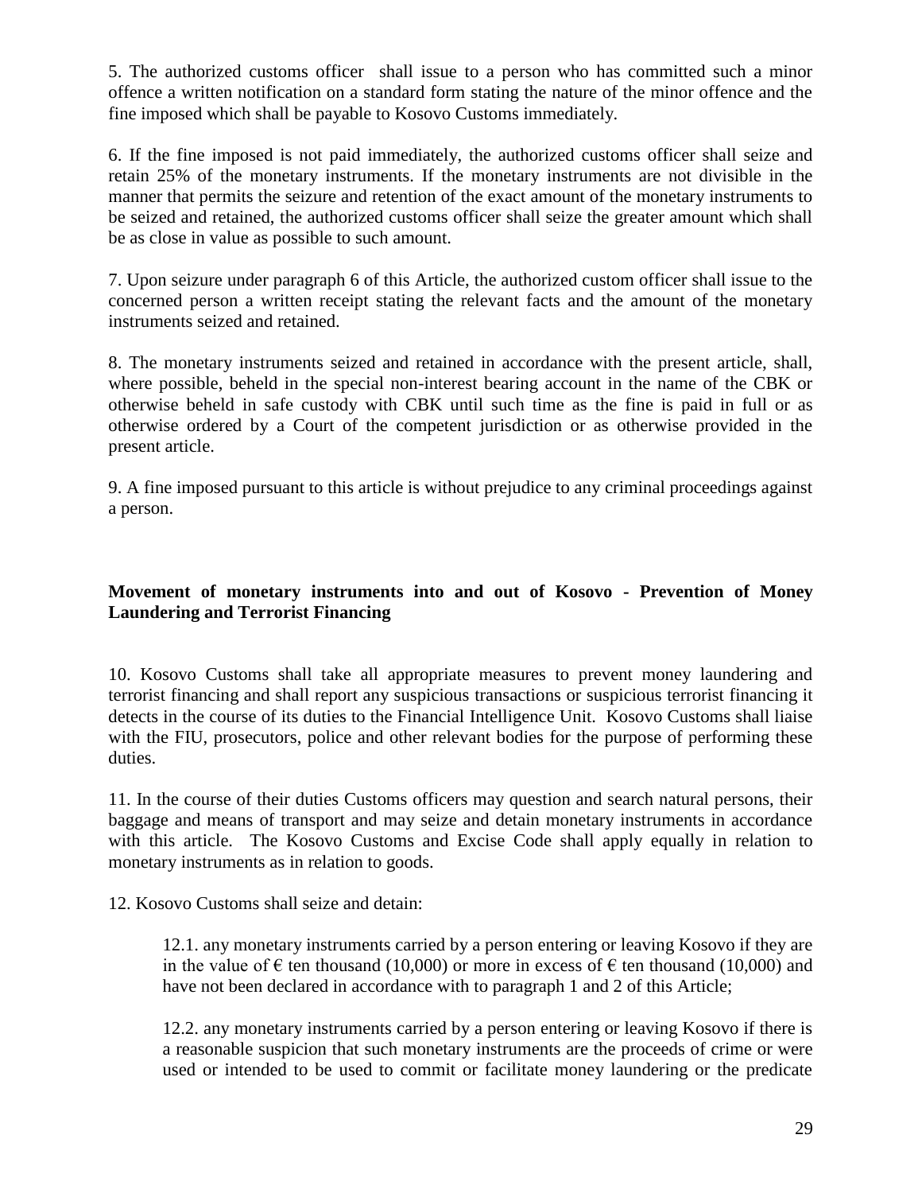5. The authorized customs officer shall issue to a person who has committed such a minor offence a written notification on a standard form stating the nature of the minor offence and the fine imposed which shall be payable to Kosovo Customs immediately.

6. If the fine imposed is not paid immediately, the authorized customs officer shall seize and retain 25% of the monetary instruments. If the monetary instruments are not divisible in the manner that permits the seizure and retention of the exact amount of the monetary instruments to be seized and retained, the authorized customs officer shall seize the greater amount which shall be as close in value as possible to such amount.

7. Upon seizure under paragraph 6 of this Article, the authorized custom officer shall issue to the concerned person a written receipt stating the relevant facts and the amount of the monetary instruments seized and retained.

8. The monetary instruments seized and retained in accordance with the present article, shall, where possible, beheld in the special non-interest bearing account in the name of the CBK or otherwise beheld in safe custody with CBK until such time as the fine is paid in full or as otherwise ordered by a Court of the competent jurisdiction or as otherwise provided in the present article.

9. A fine imposed pursuant to this article is without prejudice to any criminal proceedings against a person.

**Movement of monetary instruments into and out of Kosovo - Prevention of Money Laundering and Terrorist Financing**

10. Kosovo Customs shall take all appropriate measures to prevent money laundering and terrorist financing and shall report any suspicious transactions or suspicious terrorist financing it detects in the course of its duties to the Financial Intelligence Unit. Kosovo Customs shall liaise with the FIU, prosecutors, police and other relevant bodies for the purpose of performing these duties.

11. In the course of their duties Customs officers may question and search natural persons, their baggage and means of transport and may seize and detain monetary instruments in accordance with this article. The Kosovo Customs and Excise Code shall apply equally in relation to monetary instruments as in relation to goods.

12. Kosovo Customs shall seize and detain:

12.1. any monetary instruments carried by a person entering or leaving Kosovo if they are in the value of € ten thousand (10,000) or more in excess of € ten thousand (10,000) and have not been declared in accordance with to paragraph 1 and 2 of this Article;

12.2. any monetary instruments carried by a person entering or leaving Kosovo if there is a reasonable suspicion that such monetary instruments are the proceeds of crime or were used or intended to be used to commit or facilitate money laundering or the predicate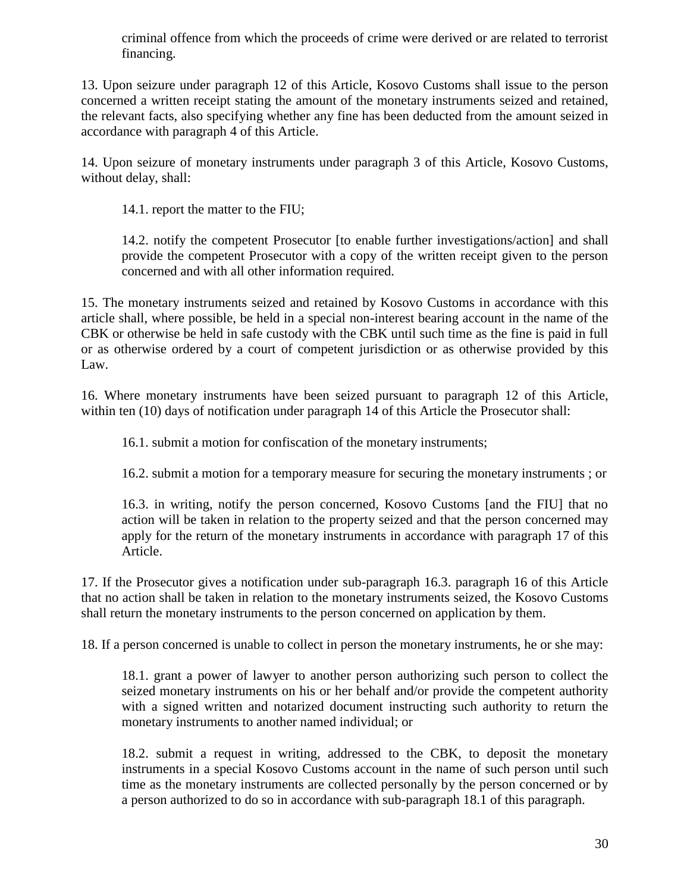criminal offence from which the proceeds of crime were derived or are related to terrorist financing.

13. Upon seizure under paragraph 12 of this Article, Kosovo Customs shall issue to the person concerned a written receipt stating the amount of the monetary instruments seized and retained, the relevant facts, also specifying whether any fine has been deducted from the amount seized in accordance with paragraph 4 of this Article.

14. Upon seizure of monetary instruments under paragraph 3 of this Article, Kosovo Customs, without delay, shall:

14.1. report the matter to the FIU;

14.2. notify the competent Prosecutor [to enable further investigations/action] and shall provide the competent Prosecutor with a copy of the written receipt given to the person concerned and with all other information required.

15. The monetary instruments seized and retained by Kosovo Customs in accordance with this article shall, where possible, be held in a special non-interest bearing account in the name of the CBK or otherwise be held in safe custody with the CBK until such time as the fine is paid in full or as otherwise ordered by a court of competent jurisdiction or as otherwise provided by this Law.

16. Where monetary instruments have been seized pursuant to paragraph 12 of this Article, within ten (10) days of notification under paragraph 14 of this Article the Prosecutor shall:

16.1. submit a motion for confiscation of the monetary instruments;

16.2. submit a motion for a temporary measure for securing the monetary instruments ; or

16.3. in writing, notify the person concerned, Kosovo Customs [and the FIU] that no action will be taken in relation to the property seized and that the person concerned may apply for the return of the monetary instruments in accordance with paragraph 17 of this Article.

17. If the Prosecutor gives a notification under sub-paragraph 16.3. paragraph 16 of this Article that no action shall be taken in relation to the monetary instruments seized, the Kosovo Customs shall return the monetary instruments to the person concerned on application by them.

18. If a person concerned is unable to collect in person the monetary instruments, he or she may:

18.1. grant a power of lawyer to another person authorizing such person to collect the seized monetary instruments on his or her behalf and/or provide the competent authority with a signed written and notarized document instructing such authority to return the monetary instruments to another named individual; or

18.2. submit a request in writing, addressed to the CBK, to deposit the monetary instruments in a special Kosovo Customs account in the name of such person until such time as the monetary instruments are collected personally by the person concerned or by a person authorized to do so in accordance with sub-paragraph 18.1 of this paragraph.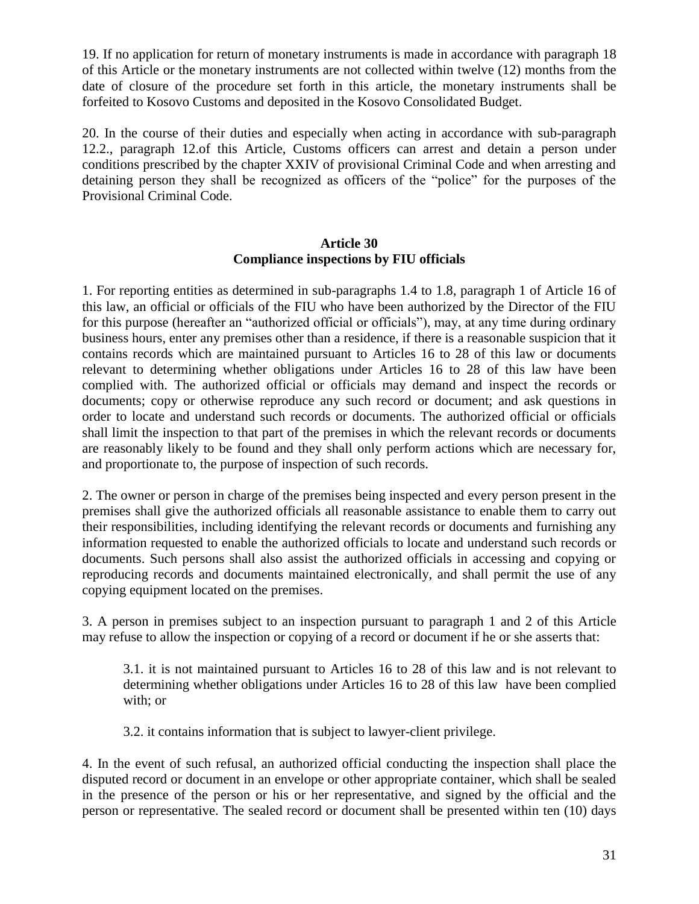19. If no application for return of monetary instruments is made in accordance with paragraph 18 of this Article or the monetary instruments are not collected within twelve (12) months from the date of closure of the procedure set forth in this article, the monetary instruments shall be forfeited to Kosovo Customs and deposited in the Kosovo Consolidated Budget.

20. In the course of their duties and especially when acting in accordance with sub-paragraph 12.2., paragraph 12.of this Article, Customs officers can arrest and detain a person under conditions prescribed by the chapter XXIV of provisional Criminal Code and when arresting and detaining person they shall be recognized as officers of the "police" for the purposes of the Provisional Criminal Code.

**Article 30**
**Compliance inspections by FIU officials**

1. For reporting entities as determined in sub-paragraphs 1.4 to 1.8, paragraph 1 of Article 16 of this law, an official or officials of the FIU who have been authorized by the Director of the FIU for this purpose (hereafter an "authorized official or officials"), may, at any time during ordinary business hours, enter any premises other than a residence, if there is a reasonable suspicion that it contains records which are maintained pursuant to Articles 16 to 28 of this law or documents relevant to determining whether obligations under Articles 16 to 28 of this law have been complied with. The authorized official or officials may demand and inspect the records or documents; copy or otherwise reproduce any such record or document; and ask questions in order to locate and understand such records or documents. The authorized official or officials shall limit the inspection to that part of the premises in which the relevant records or documents are reasonably likely to be found and they shall only perform actions which are necessary for, and proportionate to, the purpose of inspection of such records.

2. The owner or person in charge of the premises being inspected and every person present in the premises shall give the authorized officials all reasonable assistance to enable them to carry out their responsibilities, including identifying the relevant records or documents and furnishing any information requested to enable the authorized officials to locate and understand such records or documents. Such persons shall also assist the authorized officials in accessing and copying or reproducing records and documents maintained electronically, and shall permit the use of any copying equipment located on the premises.

3. A person in premises subject to an inspection pursuant to paragraph 1 and 2 of this Article may refuse to allow the inspection or copying of a record or document if he or she asserts that:

3.1. it is not maintained pursuant to Articles 16 to 28 of this law and is not relevant to determining whether obligations under Articles 16 to 28 of this law have been complied with; or

3.2. it contains information that is subject to lawyer-client privilege.

4. In the event of such refusal, an authorized official conducting the inspection shall place the disputed record or document in an envelope or other appropriate container, which shall be sealed in the presence of the person or his or her representative, and signed by the official and the person or representative. The sealed record or document shall be presented within ten (10) days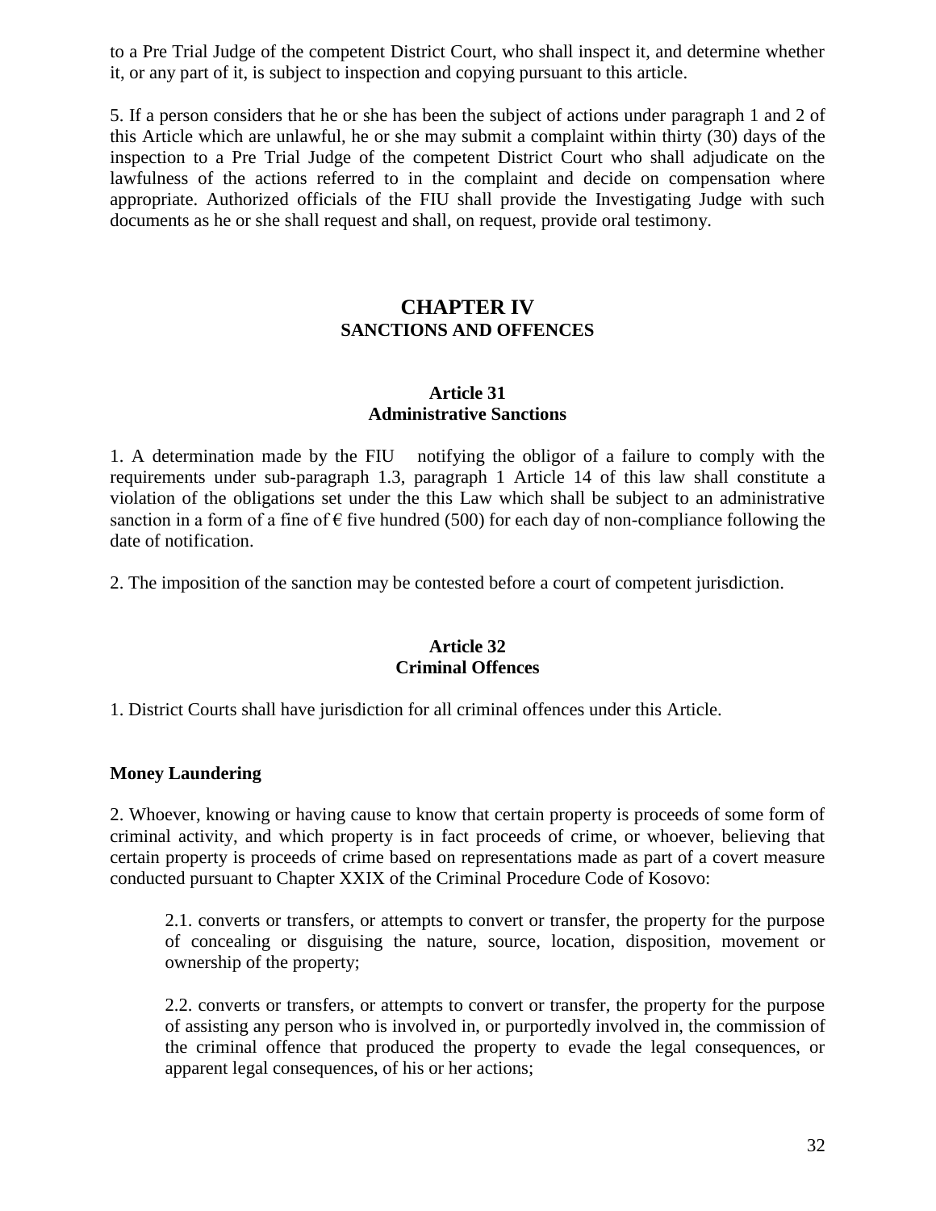to a Pre Trial Judge of the competent District Court, who shall inspect it, and determine whether it, or any part of it, is subject to inspection and copying pursuant to this article.

5. If a person considers that he or she has been the subject of actions under paragraph 1 and 2 of this Article which are unlawful, he or she may submit a complaint within thirty (30) days of the inspection to a Pre Trial Judge of the competent District Court who shall adjudicate on the lawfulness of the actions referred to in the complaint and decide on compensation where appropriate. Authorized officials of the FIU shall provide the Investigating Judge with such documents as he or she shall request and shall, on request, provide oral testimony.

## CHAPTER IV
## SANCTIONS AND OFFENCES

### Article 31
### Administrative Sanctions

1. A determination made by the FIU notifying the obligor of a failure to comply with the requirements under sub-paragraph 1.3, paragraph 1 Article 14 of this law shall constitute a violation of the obligations set under the this Law which shall be subject to an administrative sanction in a form of a fine of € five hundred (500) for each day of non-compliance following the date of notification.

2. The imposition of the sanction may be contested before a court of competent jurisdiction.

### Article 32
### Criminal Offences

1. District Courts shall have jurisdiction for all criminal offences under this Article.

**Money Laundering**

2. Whoever, knowing or having cause to know that certain property is proceeds of some form of criminal activity, and which property is in fact proceeds of crime, or whoever, believing that certain property is proceeds of crime based on representations made as part of a covert measure conducted pursuant to Chapter XXIX of the Criminal Procedure Code of Kosovo:

> 2.1. converts or transfers, or attempts to convert or transfer, the property for the purpose of concealing or disguising the nature, source, location, disposition, movement or ownership of the property;
>
> 2.2. converts or transfers, or attempts to convert or transfer, the property for the purpose of assisting any person who is involved in, or purportedly involved in, the commission of the criminal offence that produced the property to evade the legal consequences, or apparent legal consequences, of his or her actions;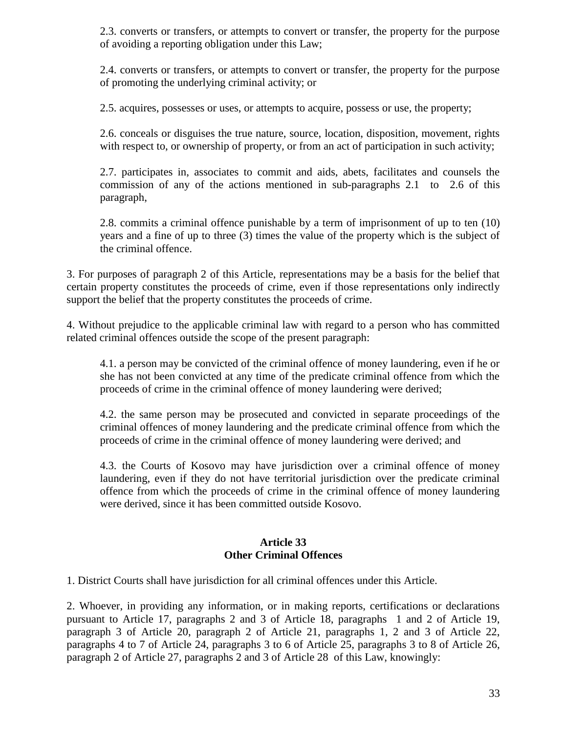2.3. converts or transfers, or attempts to convert or transfer, the property for the purpose of avoiding a reporting obligation under this Law;

2.4. converts or transfers, or attempts to convert or transfer, the property for the purpose of promoting the underlying criminal activity; or

2.5. acquires, possesses or uses, or attempts to acquire, possess or use, the property;

2.6. conceals or disguises the true nature, source, location, disposition, movement, rights with respect to, or ownership of property, or from an act of participation in such activity;

2.7. participates in, associates to commit and aids, abets, facilitates and counsels the commission of any of the actions mentioned in sub-paragraphs 2.1 to 2.6 of this paragraph,

2.8. commits a criminal offence punishable by a term of imprisonment of up to ten (10) years and a fine of up to three (3) times the value of the property which is the subject of the criminal offence.

3. For purposes of paragraph 2 of this Article, representations may be a basis for the belief that certain property constitutes the proceeds of crime, even if those representations only indirectly support the belief that the property constitutes the proceeds of crime.

4. Without prejudice to the applicable criminal law with regard to a person who has committed related criminal offences outside the scope of the present paragraph:

4.1. a person may be convicted of the criminal offence of money laundering, even if he or she has not been convicted at any time of the predicate criminal offence from which the proceeds of crime in the criminal offence of money laundering were derived;

4.2. the same person may be prosecuted and convicted in separate proceedings of the criminal offences of money laundering and the predicate criminal offence from which the proceeds of crime in the criminal offence of money laundering were derived; and

4.3. the Courts of Kosovo may have jurisdiction over a criminal offence of money laundering, even if they do not have territorial jurisdiction over the predicate criminal offence from which the proceeds of crime in the criminal offence of money laundering were derived, since it has been committed outside Kosovo.

## Article 33
## Other Criminal Offences

1. District Courts shall have jurisdiction for all criminal offences under this Article.

2. Whoever, in providing any information, or in making reports, certifications or declarations pursuant to Article 17, paragraphs 2 and 3 of Article 18, paragraphs 1 and 2 of Article 19, paragraph 3 of Article 20, paragraph 2 of Article 21, paragraphs 1, 2 and 3 of Article 22, paragraphs 4 to 7 of Article 24, paragraphs 3 to 6 of Article 25, paragraphs 3 to 8 of Article 26, paragraph 2 of Article 27, paragraphs 2 and 3 of Article 28 of this Law, knowingly: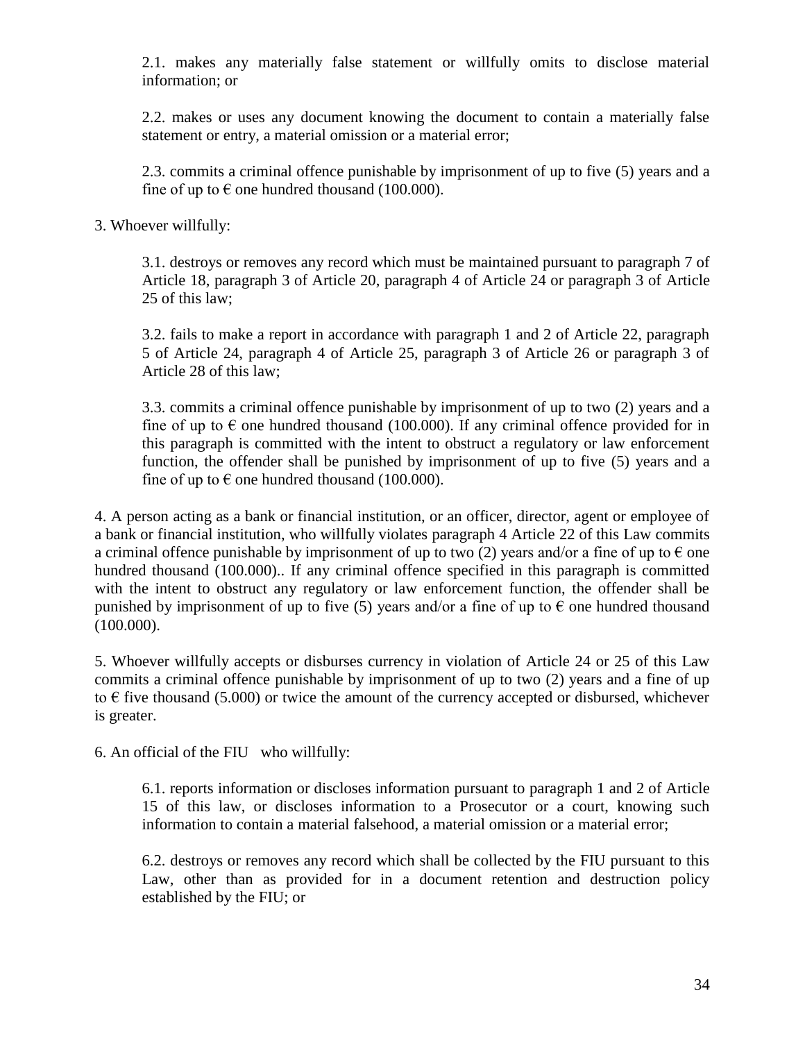2.1. makes any materially false statement or willfully omits to disclose material information; or

2.2. makes or uses any document knowing the document to contain a materially false statement or entry, a material omission or a material error;

2.3. commits a criminal offence punishable by imprisonment of up to five (5) years and a fine of up to € one hundred thousand (100.000).

3. Whoever willfully:

3.1. destroys or removes any record which must be maintained pursuant to paragraph 7 of Article 18, paragraph 3 of Article 20, paragraph 4 of Article 24 or paragraph 3 of Article 25 of this law;

3.2. fails to make a report in accordance with paragraph 1 and 2 of Article 22, paragraph 5 of Article 24, paragraph 4 of Article 25, paragraph 3 of Article 26 or paragraph 3 of Article 28 of this law;

3.3. commits a criminal offence punishable by imprisonment of up to two (2) years and a fine of up to € one hundred thousand (100.000). If any criminal offence provided for in this paragraph is committed with the intent to obstruct a regulatory or law enforcement function, the offender shall be punished by imprisonment of up to five (5) years and a fine of up to € one hundred thousand (100.000).

4. A person acting as a bank or financial institution, or an officer, director, agent or employee of a bank or financial institution, who willfully violates paragraph 4 Article 22 of this Law commits a criminal offence punishable by imprisonment of up to two (2) years and/or a fine of up to € one hundred thousand (100.000).. If any criminal offence specified in this paragraph is committed with the intent to obstruct any regulatory or law enforcement function, the offender shall be punished by imprisonment of up to five (5) years and/or a fine of up to € one hundred thousand (100.000).

5. Whoever willfully accepts or disburses currency in violation of Article 24 or 25 of this Law commits a criminal offence punishable by imprisonment of up to two (2) years and a fine of up to € five thousand (5.000) or twice the amount of the currency accepted or disbursed, whichever is greater.

6. An official of the FIU who willfully:

6.1. reports information or discloses information pursuant to paragraph 1 and 2 of Article 15 of this law, or discloses information to a Prosecutor or a court, knowing such information to contain a material falsehood, a material omission or a material error;

6.2. destroys or removes any record which shall be collected by the FIU pursuant to this Law, other than as provided for in a document retention and destruction policy established by the FIU; or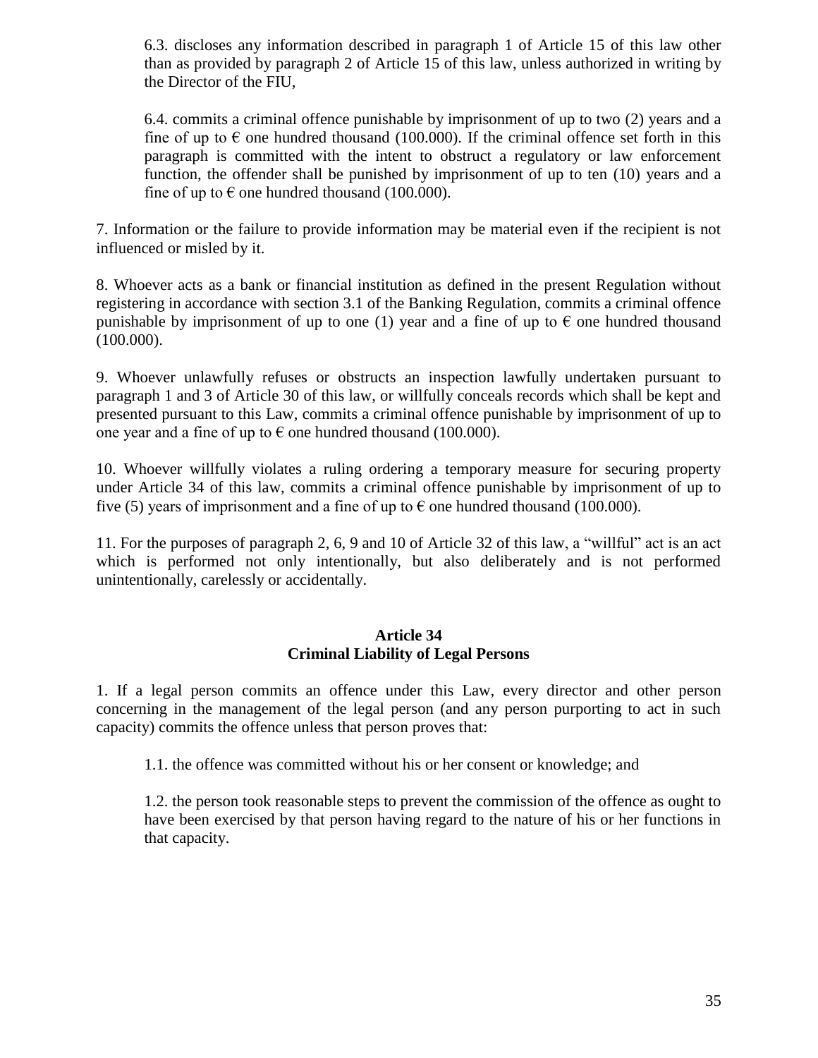6.3. discloses any information described in paragraph 1 of Article 15 of this law other than as provided by paragraph 2 of Article 15 of this law, unless authorized in writing by the Director of the FIU,

6.4. commits a criminal offence punishable by imprisonment of up to two (2) years and a fine of up to € one hundred thousand (100.000). If the criminal offence set forth in this paragraph is committed with the intent to obstruct a regulatory or law enforcement function, the offender shall be punished by imprisonment of up to ten (10) years and a fine of up to € one hundred thousand (100.000).

7. Information or the failure to provide information may be material even if the recipient is not influenced or misled by it.

8. Whoever acts as a bank or financial institution as defined in the present Regulation without registering in accordance with section 3.1 of the Banking Regulation, commits a criminal offence punishable by imprisonment of up to one (1) year and a fine of up to € one hundred thousand (100.000).

9. Whoever unlawfully refuses or obstructs an inspection lawfully undertaken pursuant to paragraph 1 and 3 of Article 30 of this law, or willfully conceals records which shall be kept and presented pursuant to this Law, commits a criminal offence punishable by imprisonment of up to one year and a fine of up to € one hundred thousand (100.000).

10. Whoever willfully violates a ruling ordering a temporary measure for securing property under Article 34 of this law, commits a criminal offence punishable by imprisonment of up to five (5) years of imprisonment and a fine of up to € one hundred thousand (100.000).

11. For the purposes of paragraph 2, 6, 9 and 10 of Article 32 of this law, a "willful" act is an act which is performed not only intentionally, but also deliberately and is not performed unintentionally, carelessly or accidentally.

**Article 34**
**Criminal Liability of Legal Persons**

1. If a legal person commits an offence under this Law, every director and other person concerning in the management of the legal person (and any person purporting to act in such capacity) commits the offence unless that person proves that:

1.1. the offence was committed without his or her consent or knowledge; and

1.2. the person took reasonable steps to prevent the commission of the offence as ought to have been exercised by that person having regard to the nature of his or her functions in that capacity.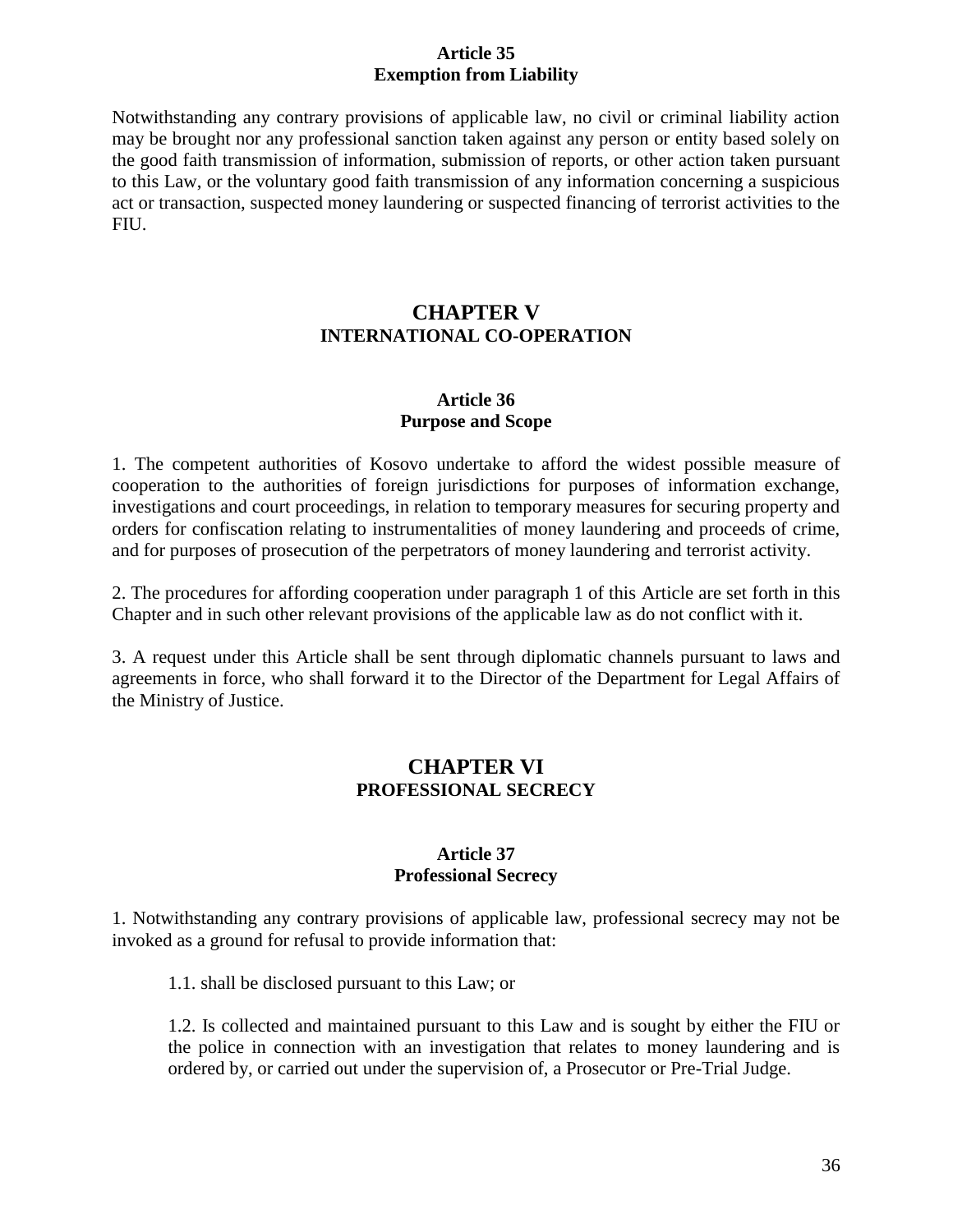### Article 35
### Exemption from Liability

Notwithstanding any contrary provisions of applicable law, no civil or criminal liability action may be brought nor any professional sanction taken against any person or entity based solely on the good faith transmission of information, submission of reports, or other action taken pursuant to this Law, or the voluntary good faith transmission of any information concerning a suspicious act or transaction, suspected money laundering or suspected financing of terrorist activities to the FIU.

## CHAPTER V
## INTERNATIONAL CO-OPERATION

### Article 36
### Purpose and Scope

1. The competent authorities of Kosovo undertake to afford the widest possible measure of cooperation to the authorities of foreign jurisdictions for purposes of information exchange, investigations and court proceedings, in relation to temporary measures for securing property and orders for confiscation relating to instrumentalities of money laundering and proceeds of crime, and for purposes of prosecution of the perpetrators of money laundering and terrorist activity.

2. The procedures for affording cooperation under paragraph 1 of this Article are set forth in this Chapter and in such other relevant provisions of the applicable law as do not conflict with it.

3. A request under this Article shall be sent through diplomatic channels pursuant to laws and agreements in force, who shall forward it to the Director of the Department for Legal Affairs of the Ministry of Justice.

## CHAPTER VI
## PROFESSIONAL SECRECY

### Article 37
### Professional Secrecy

1. Notwithstanding any contrary provisions of applicable law, professional secrecy may not be invoked as a ground for refusal to provide information that:

   1.1. shall be disclosed pursuant to this Law; or

   1.2. Is collected and maintained pursuant to this Law and is sought by either the FIU or the police in connection with an investigation that relates to money laundering and is ordered by, or carried out under the supervision of, a Prosecutor or Pre-Trial Judge.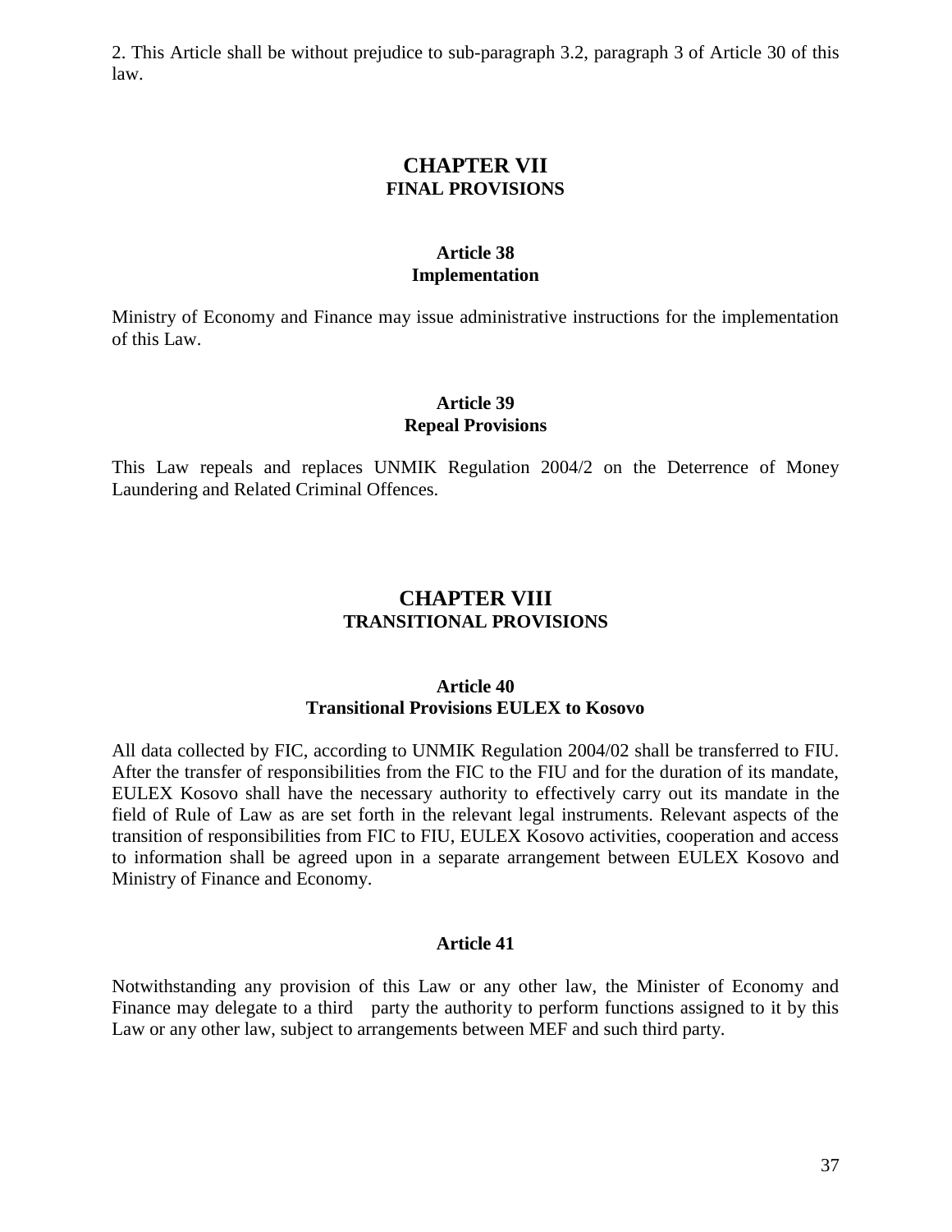2. This Article shall be without prejudice to sub-paragraph 3.2, paragraph 3 of Article 30 of this law.

## CHAPTER VII
### FINAL PROVISIONS

#### Article 38
#### Implementation

Ministry of Economy and Finance may issue administrative instructions for the implementation of this Law.

#### Article 39
#### Repeal Provisions

This Law repeals and replaces UNMIK Regulation 2004/2 on the Deterrence of Money Laundering and Related Criminal Offences.

## CHAPTER VIII
### TRANSITIONAL PROVISIONS

#### Article 40
#### Transitional Provisions EULEX to Kosovo

All data collected by FIC, according to UNMIK Regulation 2004/02 shall be transferred to FIU. After the transfer of responsibilities from the FIC to the FIU and for the duration of its mandate, EULEX Kosovo shall have the necessary authority to effectively carry out its mandate in the field of Rule of Law as are set forth in the relevant legal instruments. Relevant aspects of the transition of responsibilities from FIC to FIU, EULEX Kosovo activities, cooperation and access to information shall be agreed upon in a separate arrangement between EULEX Kosovo and Ministry of Finance and Economy.

#### Article 41

Notwithstanding any provision of this Law or any other law, the Minister of Economy and Finance may delegate to a third party the authority to perform functions assigned to it by this Law or any other law, subject to arrangements between MEF and such third party.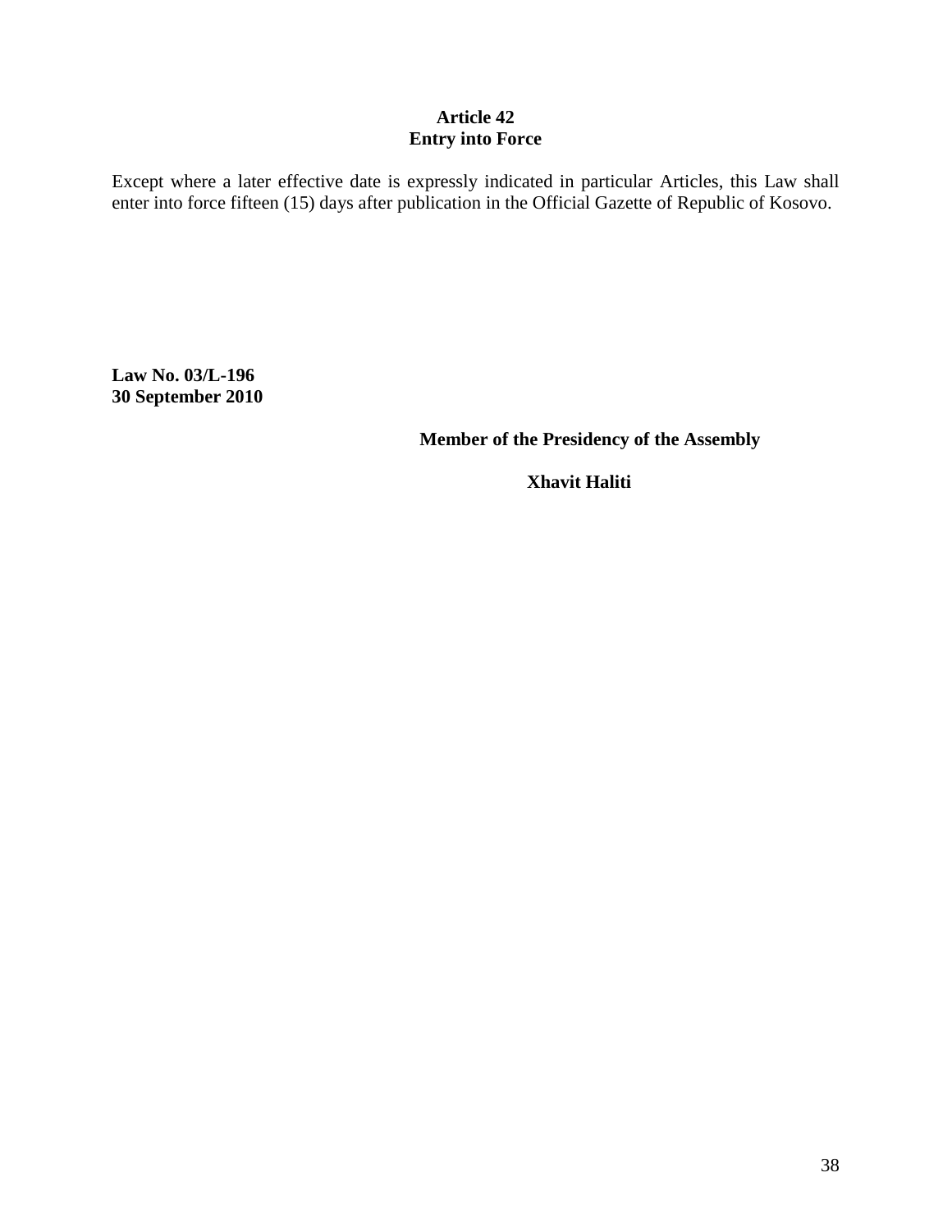**Article 42**
**Entry into Force**

Except where a later effective date is expressly indicated in particular Articles, this Law shall enter into force fifteen (15) days after publication in the Official Gazette of Republic of Kosovo.

**Law No. 03/L-196**
**30 September 2010**

**Member of the Presidency of the Assembly**

**Xhavit Haliti**